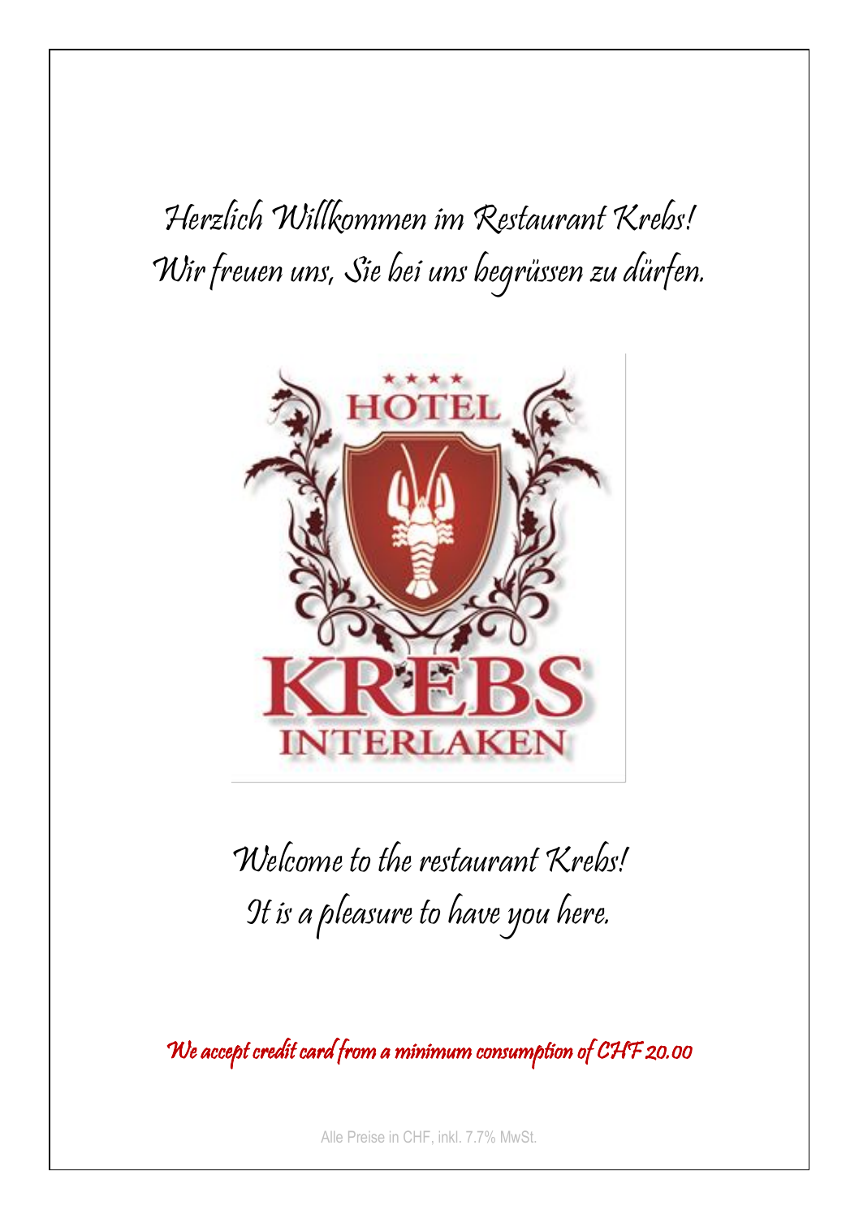Herzlich Willkommen im Restaurant Krebs!
Wir freuen uns, Sie bei uns begrüssen zu dürfen.

Welcome to the restaurant Krebs!
It is a pleasure to have you here.

We accept credit card from a minimum consumption of CHF 20.00

Alle Preise in CHF, inkl. 7.7% MwSt.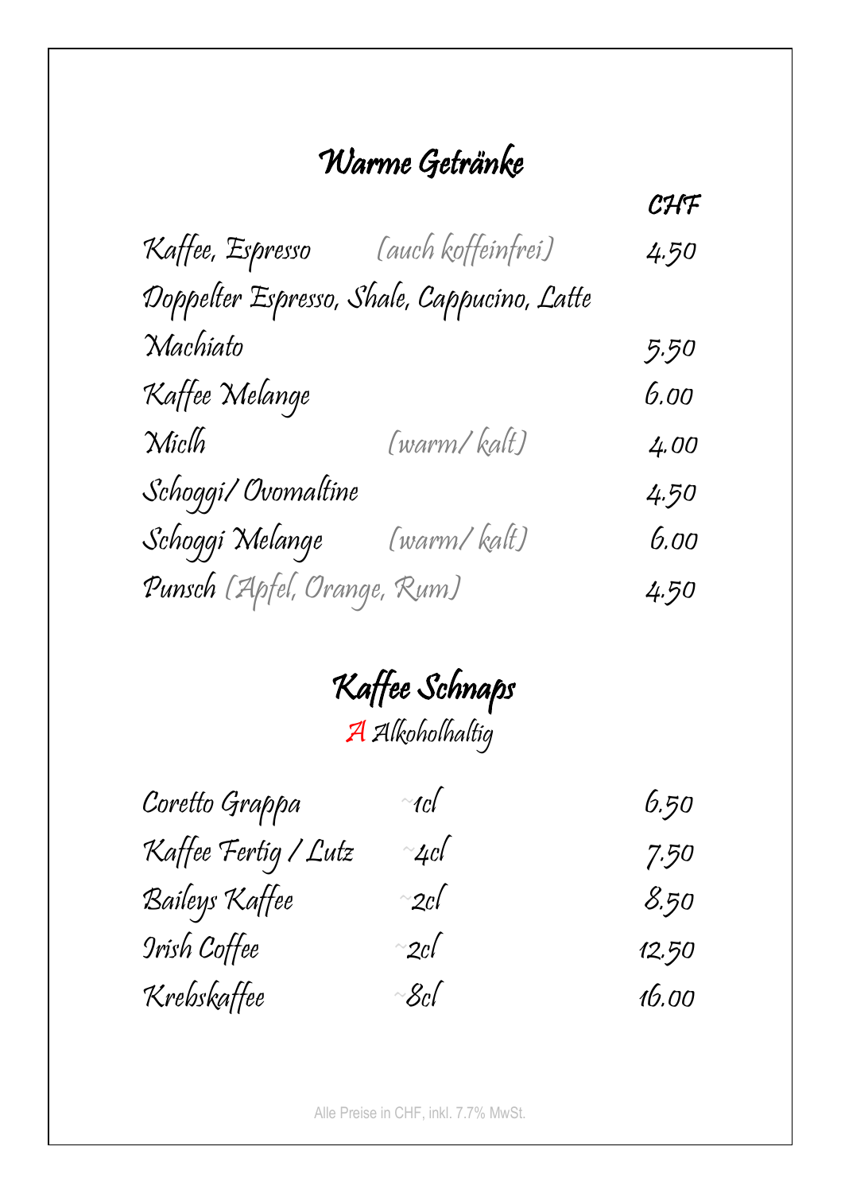# Warme Getränke

| | | CHF |
|---|---|---|
| Kaffee, Espresso | (auch koffeinfrei) | 4.50 |
| Doppelter Espresso, Shale, Cappucino, Latte Machiato | | 5.50 |
| Kaffee Melange | | 6.00 |
| Miclh | (warm/ kalt) | 4.00 |
| Schoggi/ Ovomaltine | | 4.50 |
| Schoggi Melange | (warm/ kalt) | 6.00 |
| Punsch (Apfel, Orange, Rum) | | 4.50 |

# Kaffee Schnaps

A Alkoholhaltig

| | | |
|---|---|---|
| Coretto Grappa | ~1cl | 6.50 |
| Kaffee Fertig / Lutz | ~4cl | 7.50 |
| Baileys Kaffee | ~2cl | 8.50 |
| Irish Coffee | ~2cl | 12.50 |
| Krebskaffee | ~8cl | 16.00 |

Alle Preise in CHF, inkl. 7.7% MwSt.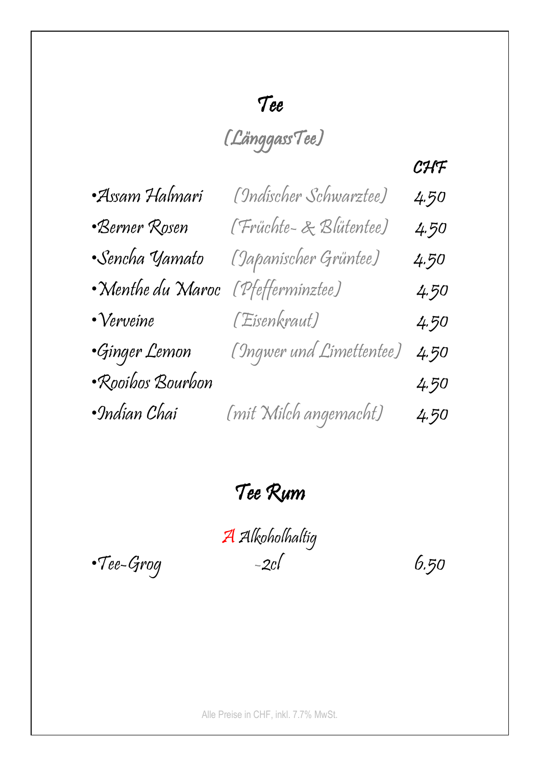# Tee

## (LänggassTee)

| | | CHF |
|---|---|---|
| •Assam Halmari | (Indischer Schwarztee) | 4.50 |
| •Berner Rosen | (Früchte- & Blütentee) | 4.50 |
| •Sencha Yamato | (Japanischer Grüntee) | 4.50 |
| •Menthe du Maroc | (Pfefferminztee) | 4.50 |
| •Verveine | (Eisenkraut) | 4.50 |
| •Ginger Lemon | (Ingwer und Limettentee) | 4.50 |
| •Rooibos Bourbon | | 4.50 |
| •Indian Chai | (mit Milch angemacht) | 4.50 |

# Tee Rum

A Alkoholhaltig

| | | |
|---|---|---|
| •Tee-Grog | -2cl | 6.50 |

Alle Preise in CHF, inkl. 7.7% MwSt.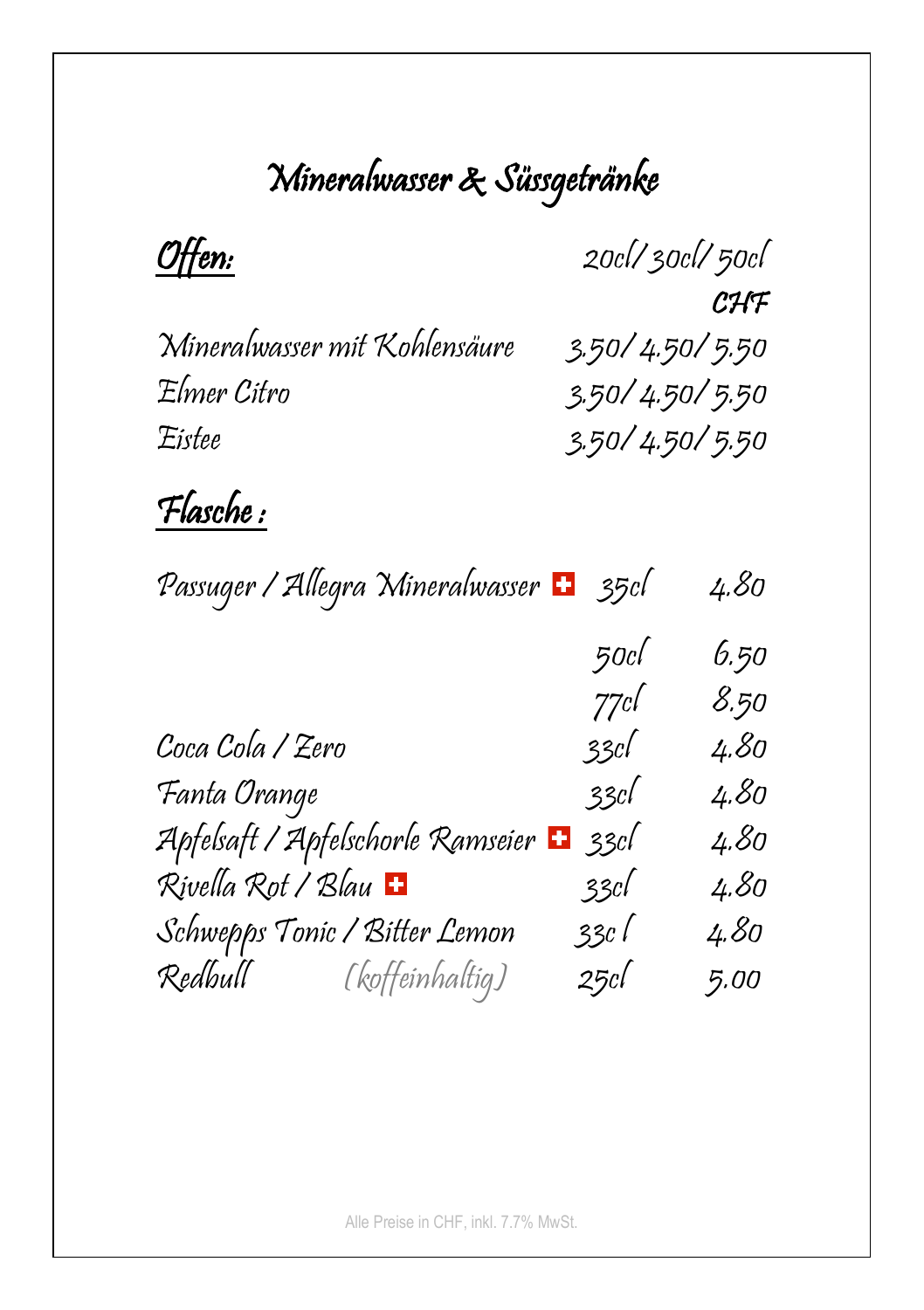# Mineralwasser & Süssgetränke

## Offen:

| | 20cl/ 30cl/ 50cl CHF |
|---|---|
| Mineralwasser mit Kohlensäure | 3.50/ 4.50/ 5.50 |
| Elmer Citro | 3.50/ 4.50/ 5.50 |
| Eistee | 3.50/ 4.50/ 5.50 |

## Flasche :

| | | |
|---|---|---|
| Passuger / Allegra Mineralwasser 🇨🇭 | 35cl | 4.80 |
| | 50cl | 6.50 |
| | 77cl | 8.50 |
| Coca Cola / Zero | 33cl | 4.80 |
| Fanta Orange | 33cl | 4.80 |
| Apfelsaft / Apfelschorle Ramseier 🇨🇭 | 33cl | 4.80 |
| Rivella Rot / Blau 🇨🇭 | 33cl | 4.80 |
| Schwepps Tonic / Bitter Lemon | 33cl | 4.80 |
| Redbull (koffeinhaltig) | 25cl | 5.00 |

Alle Preise in CHF, inkl. 7.7% MwSt.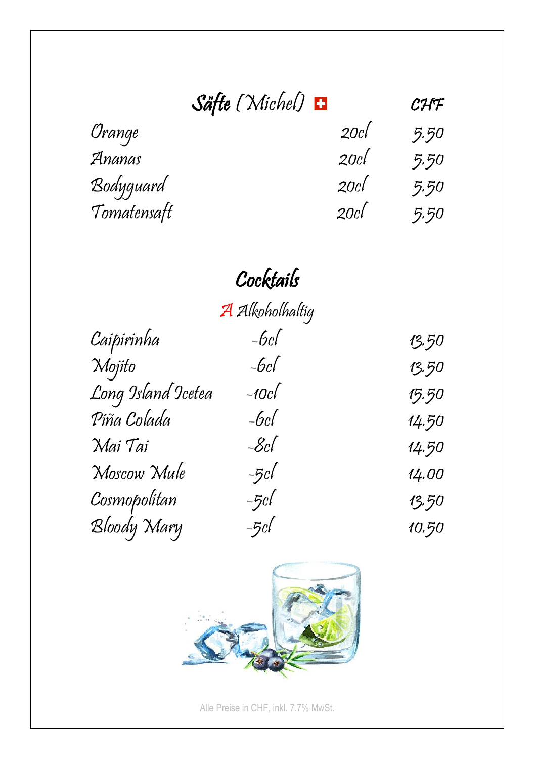## Säfte (Michel) 🇨🇭

| | | CHF |
|---|---|---|
| Orange | 20cl | 5.50 |
| Ananas | 20cl | 5.50 |
| Bodyguard | 20cl | 5.50 |
| Tomatensaft | 20cl | 5.50 |

## Cocktails

A Alkoholhaltig

| | | |
|---|---|---|
| Caipirinha | -6cl | 13.50 |
| Mojito | -6cl | 13.50 |
| Long Island Icetea | -10cl | 15.50 |
| Piña Colada | -6cl | 14.50 |
| Mai Tai | -8cl | 14.50 |
| Moscow Mule | -5cl | 14.00 |
| Cosmopolitan | -5cl | 13.50 |
| Bloody Mary | -5cl | 10.50 |

Alle Preise in CHF, inkl. 7.7% MwSt.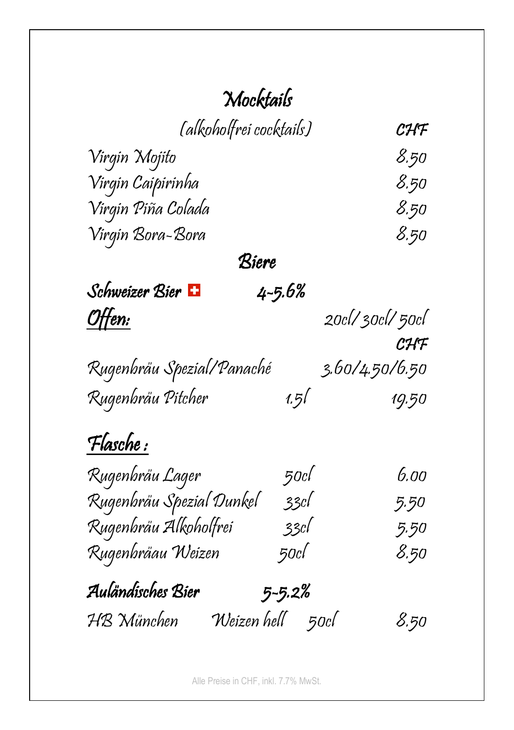# Mocktails

(alkoholfrei cocktails) CHF

| | CHF |
|---|---|
| Virgin Mojito | 8.50 |
| Virgin Caipirinha | 8.50 |
| Virgin Piña Colada | 8.50 |
| Virgin Bora-Bora | 8.50 |

# Biere

**Schweizer Bier** 🇨🇭 4-5.6%

**Offen:**

| | | 20cl/ 30cl/ 50cl CHF |
|---|---|---|
| Rugenbräu Spezial/Panaché | | 3.60/4.50/6.50 |
| Rugenbräu Pitcher | 1.5l | 19.50 |

**Flasche :**

| | | |
|---|---|---|
| Rugenbräu Lager | 50cl | 6.00 |
| Rugenbräu Spezial Dunkel | 33cl | 5.50 |
| Rugenbräu Alkoholfrei | 33cl | 5.50 |
| Rugenbräau Weizen | 50cl | 8.50 |

**Auländisches Bier** 5-5.2%

| | | | |
|---|---|---|---|
| HB München | Weizen hell | 50cl | 8.50 |

Alle Preise in CHF, inkl. 7.7% MwSt.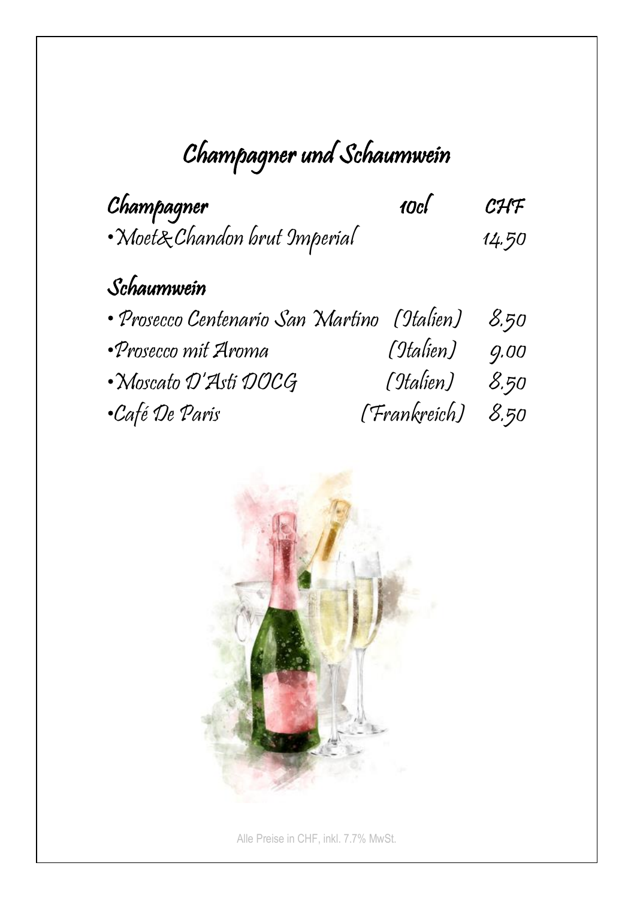# Champagner und Schaumwein

## Champagner

| | 10cl | CHF |
|---|---|---|
| • Moet&Chandon brut Imperial | | 14.50 |

## Schaumwein

| | | |
|---|---|---|
| • Prosecco Centenario San Martino | (Italien) | 8.50 |
| • Prosecco mit Aroma | (Italien) | 9.00 |
| • Moscato D'Asti DOCG | (Italien) | 8.50 |
| • Café De Paris | (Frankreich) | 8.50 |

Alle Preise in CHF, inkl. 7.7% MwSt.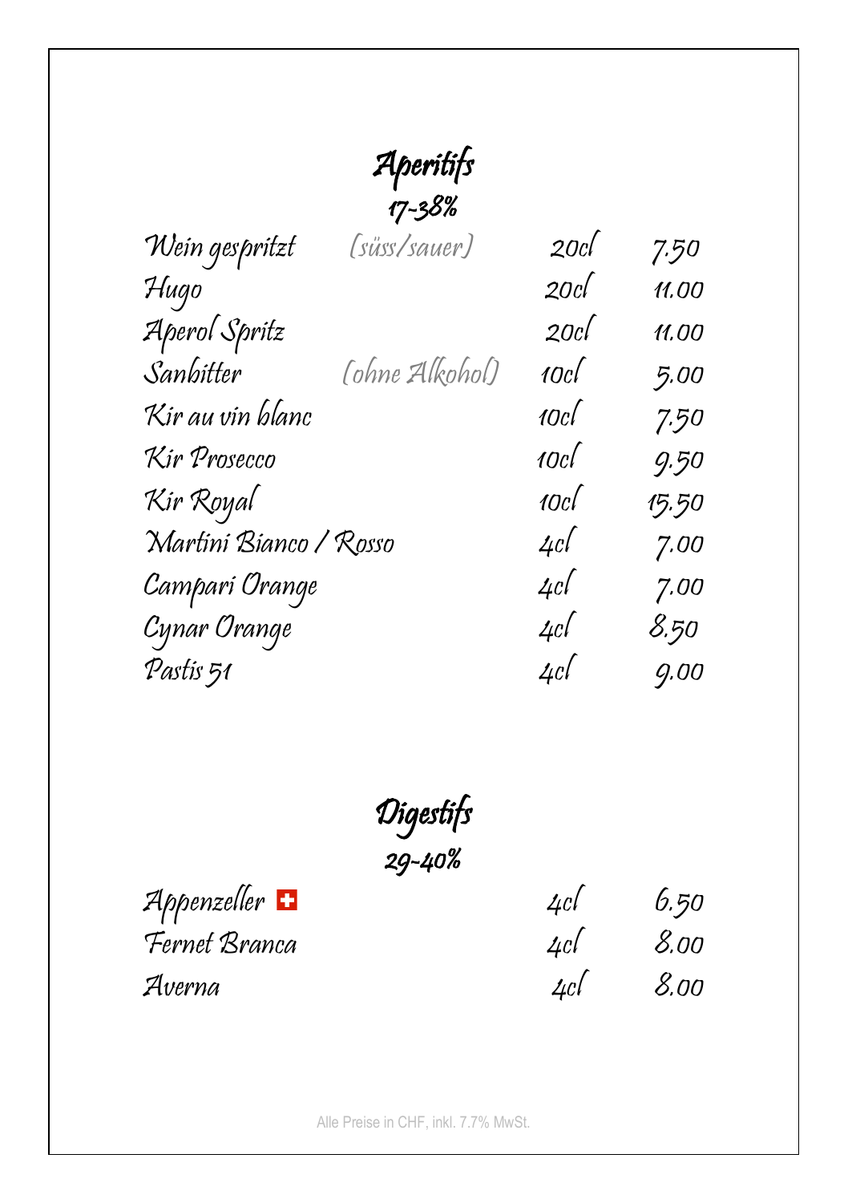# Aperitifs

## 17-38%

| | | | |
|---|---|---|---|
| Wein gespritzt | (süss/sauer) | 20cl | 7.50 |
| Hugo | | 20cl | 11.00 |
| Aperol Spritz | | 20cl | 11.00 |
| Sanbitter | (ohne Alkohol) | 10cl | 5.00 |
| Kir au vin blanc | | 10cl | 7.50 |
| Kir Prosecco | | 10cl | 9.50 |
| Kir Royal | | 10cl | 15.50 |
| Martini Bianco / Rosso | | 4cl | 7.00 |
| Campari Orange | | 4cl | 7.00 |
| Cynar Orange | | 4cl | 8.50 |
| Pastis 51 | | 4cl | 9.00 |

# Digestifs

## 29-40%

| | | |
|---|---|---|
| Appenzeller 🇨🇭 | 4cl | 6.50 |
| Fernet Branca | 4cl | 8.00 |
| Averna | 4cl | 8.00 |

Alle Preise in CHF, inkl. 7.7% MwSt.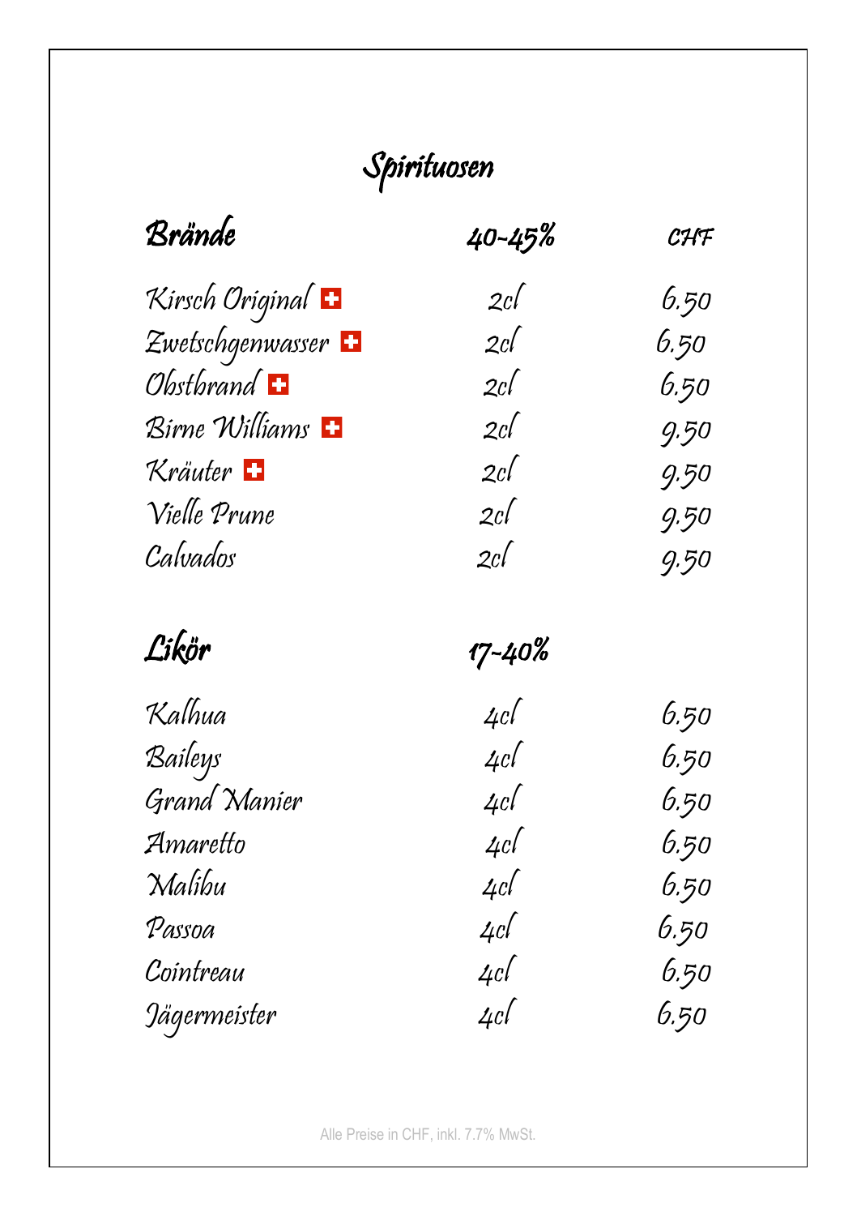# Spirituosen

| Brände | 40-45% | CHF |
|---|---|---|
| Kirsch Original 🇨🇭 | 2cl | 6.50 |
| Zwetschgenwasser 🇨🇭 | 2cl | 6.50 |
| Obstbrand 🇨🇭 | 2cl | 6.50 |
| Birne Williams 🇨🇭 | 2cl | 9.50 |
| Kräuter 🇨🇭 | 2cl | 9.50 |
| Vielle Prune | 2cl | 9.50 |
| Calvados | 2cl | 9.50 |

| Likör | 17-40% | |
|---|---|---|
| Kalhua | 4cl | 6.50 |
| Baileys | 4cl | 6.50 |
| Grand Manier | 4cl | 6.50 |
| Amaretto | 4cl | 6.50 |
| Malibu | 4cl | 6.50 |
| Passoa | 4cl | 6.50 |
| Cointreau | 4cl | 6.50 |
| Jägermeister | 4cl | 6.50 |

Alle Preise in CHF, inkl. 7.7% MwSt.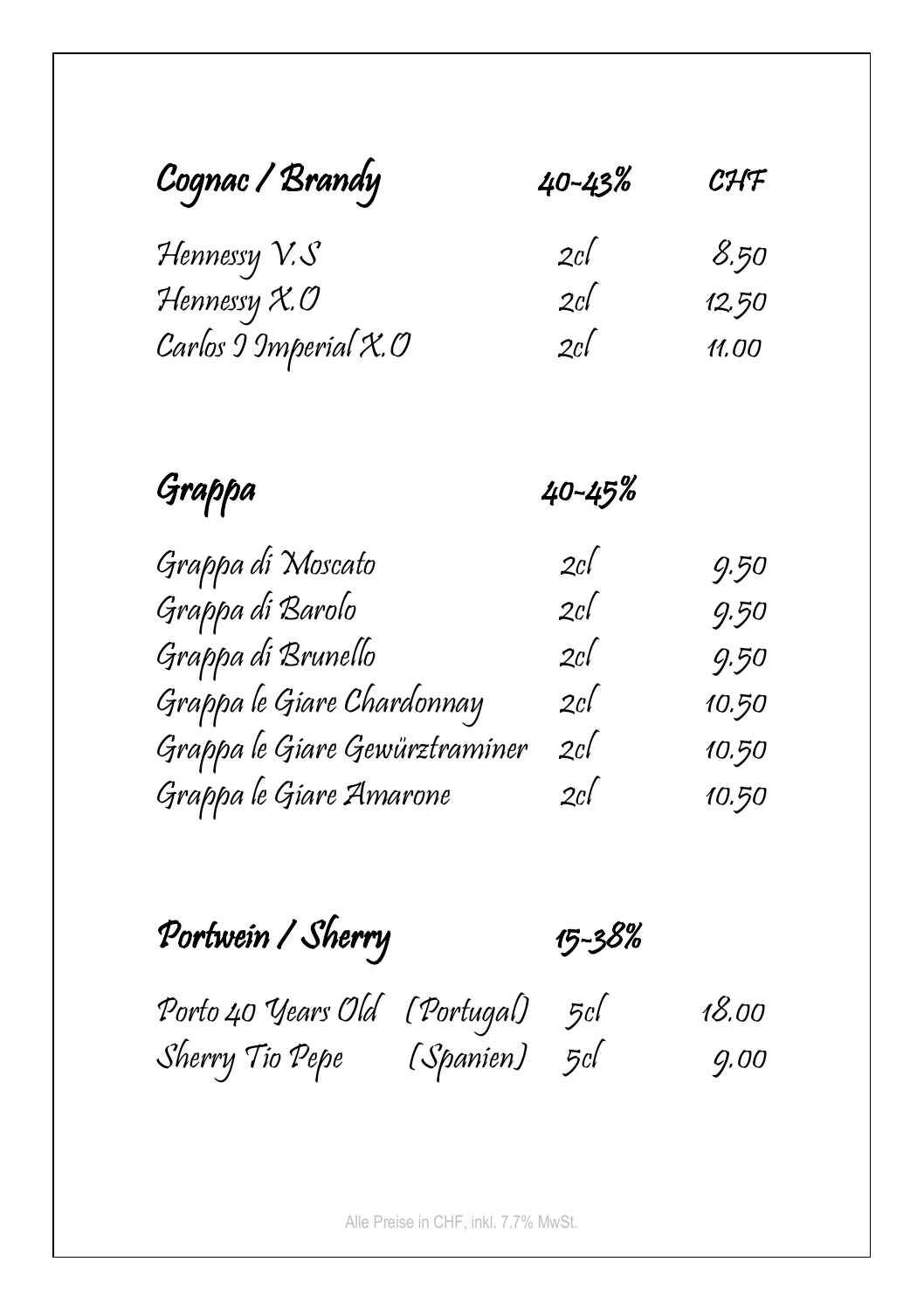## Cognac / Brandy

| Cognac / Brandy | 40-43% | CHF |
|---|---|---|
| Hennessy V.S | 2cl | 8.50 |
| Hennessy X.O | 2cl | 12.50 |
| Carlos I Imperial X.O | 2cl | 11.00 |

## Grappa

| Grappa | 40-45% | |
|---|---|---|
| Grappa di Moscato | 2cl | 9.50 |
| Grappa di Barolo | 2cl | 9.50 |
| Grappa di Brunello | 2cl | 9.50 |
| Grappa le Giare Chardonnay | 2cl | 10.50 |
| Grappa le Giare Gewürztraminer | 2cl | 10.50 |
| Grappa le Giare Amarone | 2cl | 10.50 |

## Portwein / Sherry

| Portwein / Sherry | | 15-38% | |
|---|---|---|---|
| Porto 40 Years Old | (Portugal) | 5cl | 18.00 |
| Sherry Tio Pepe | (Spanien) | 5cl | 9.00 |

Alle Preise in CHF, inkl. 7.7% MwSt.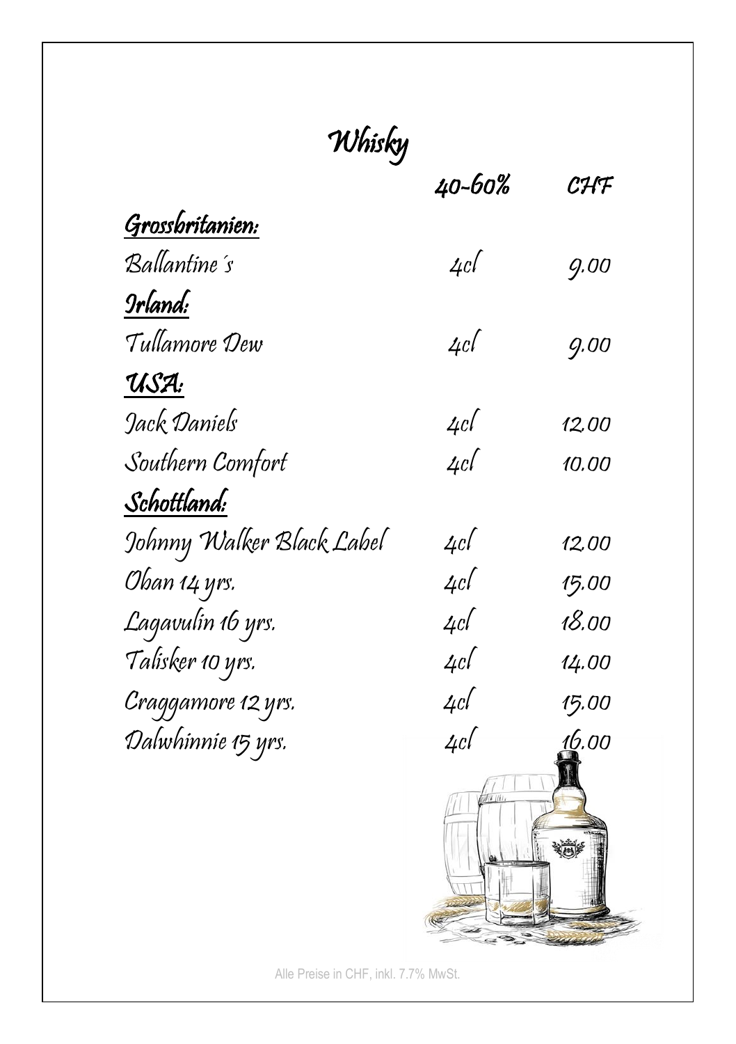# Whisky

| | 40-60% | CHF |
|---|---|---|
| **Grossbritanien:** | | |
| Ballantine´s | 4cl | 9.00 |
| **Irland:** | | |
| Tullamore Dew | 4cl | 9.00 |
| **USA:** | | |
| Jack Daniels | 4cl | 12.00 |
| Southern Comfort | 4cl | 10.00 |
| **Schottland:** | | |
| Johnny Walker Black Label | 4cl | 12.00 |
| Oban 14 yrs. | 4cl | 15.00 |
| Lagavulin 16 yrs. | 4cl | 18.00 |
| Talisker 10 yrs. | 4cl | 14.00 |
| Craggamore 12 yrs. | 4cl | 15.00 |
| Dalwhinnie 15 yrs. | 4cl | 16.00 |

Alle Preise in CHF, inkl. 7.7% MwSt.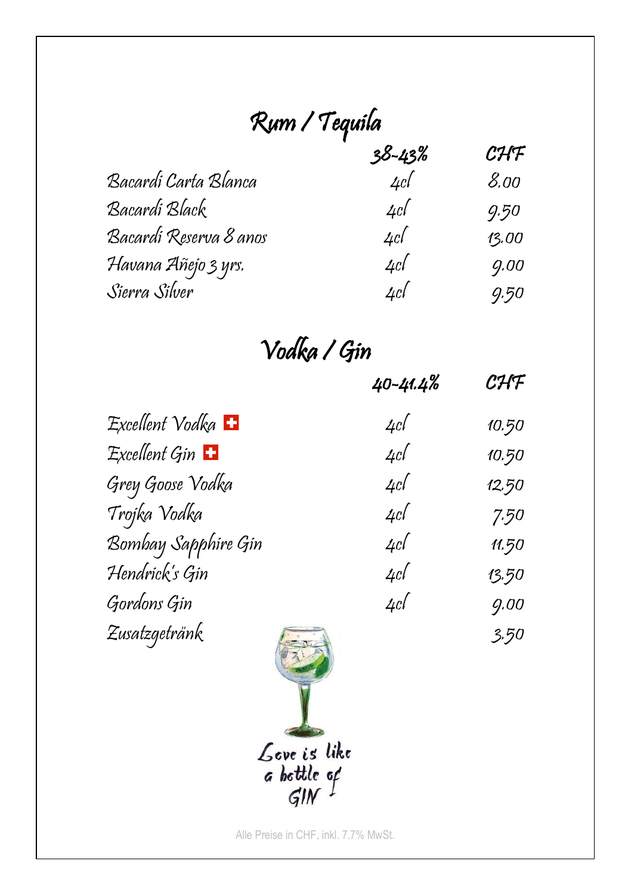# Rum / Tequila

| | 38-43% | CHF |
|---|---|---|
| Bacardi Carta Blanca | 4cl | 8.00 |
| Bacardi Black | 4cl | 9.50 |
| Bacardi Reserva 8 anos | 4cl | 13.00 |
| Havana Añejo 3 yrs. | 4cl | 9.00 |
| Sierra Silver | 4cl | 9.50 |

# Vodka / Gin

| | 40-41.4% | CHF |
|---|---|---|
| Excellent Vodka | 4cl | 10.50 |
| Excellent Gin | 4cl | 10.50 |
| Grey Goose Vodka | 4cl | 12.50 |
| Trojka Vodka | 4cl | 7.50 |
| Bombay Sapphire Gin | 4cl | 11.50 |
| Hendrick's Gin | 4cl | 13.50 |
| Gordons Gin | 4cl | 9.00 |
| Zusatzgetränk | | 3.50 |

Love is like a bottle of GIN

Alle Preise in CHF, inkl. 7.7% MwSt.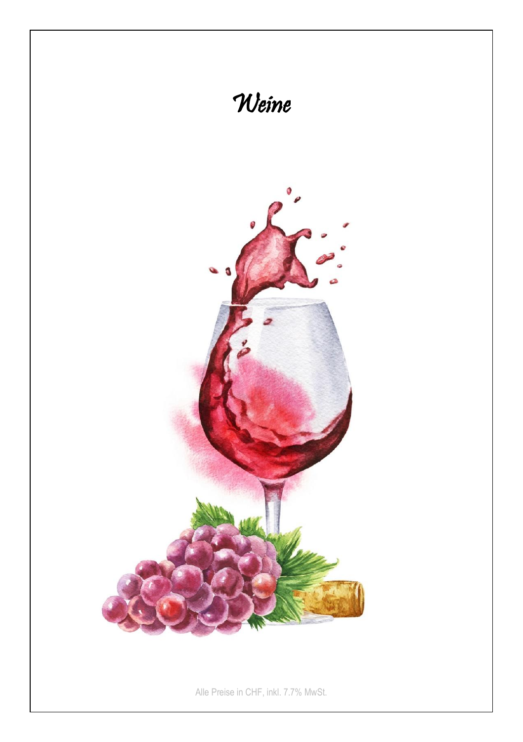# *Weine*

Alle Preise in CHF, inkl. 7.7% MwSt.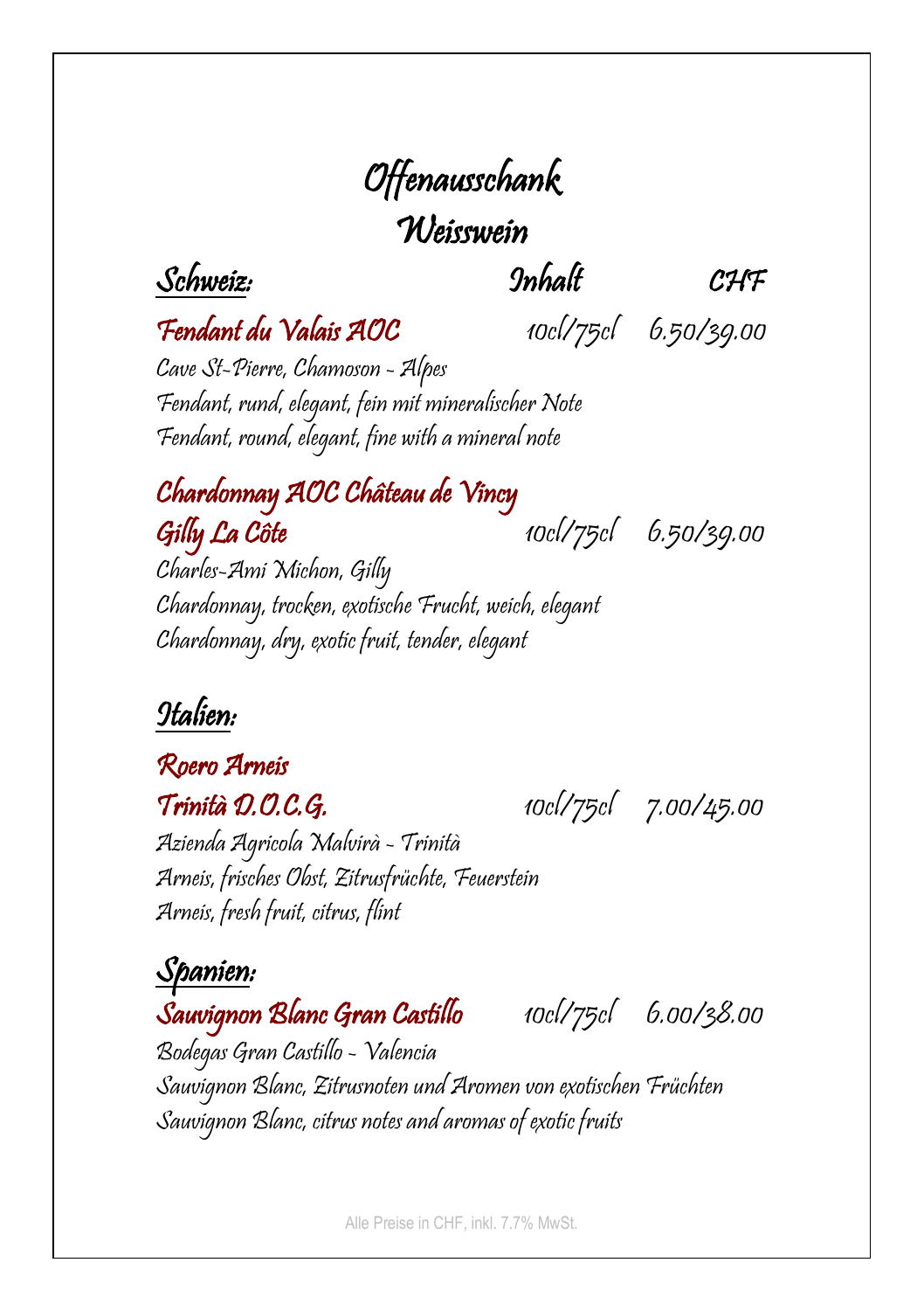# Offenausschank
## Weisswein

## Schweiz: — Inhalt — CHF

### Fendant du Valais AOC — 10cl/75cl — 6.50/39.00

Cave St-Pierre, Chamoson - Alpes
Fendant, rund, elegant, fein mit mineralischer Note
Fendant, round, elegant, fine with a mineral note

### Chardonnay AOC Château de Vincy Gilly La Côte — 10cl/75cl — 6.50/39.00

Charles-Ami Michon, Gilly
Chardonnay, trocken, exotische Frucht, weich, elegant
Chardonnay, dry, exotic fruit, tender, elegant

## Italien:

### Roero Arneis Trinità D.O.C.G. — 10cl/75cl — 7.00/45.00

Azienda Agricola Malvirà - Trinità
Arneis, frisches Obst, Zitrusfrüchte, Feuerstein
Arneis, fresh fruit, citrus, flint

## Spanien:

### Sauvignon Blanc Gran Castillo — 10cl/75cl — 6.00/38.00

Bodegas Gran Castillo - Valencia
Sauvignon Blanc, Zitrusnoten und Aromen von exotischen Früchten
Sauvignon Blanc, citrus notes and aromas of exotic fruits

Alle Preise in CHF, inkl. 7.7% MwSt.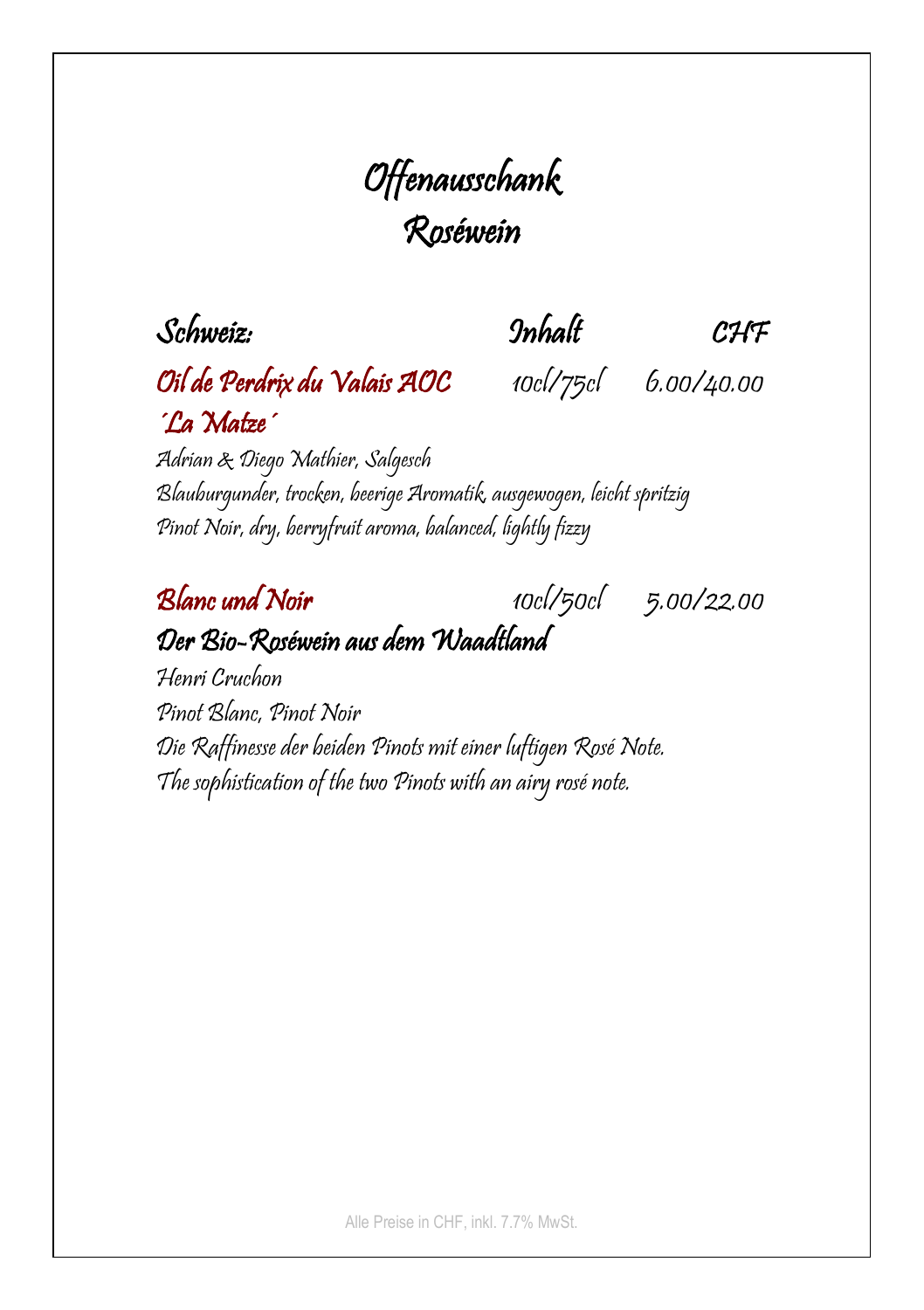# Offenausschank
# Roséwein

| Schweiz: | Inhalt | CHF |
|---|---|---|
| Oil de Perdrix du Valais AOC ´La Matze´ | 10cl/75cl | 6.00/40.00 |

Adrian & Diego Mathier, Salgesch
Blauburgunder, trocken, beerige Aromatik, ausgewogen, leicht spritzig
Pinot Noir, dry, berryfruit aroma, balanced, lightly fizzy

| | | |
|---|---|---|
| Blanc und Noir | 10cl/50cl | 5.00/22.00 |

Der Bio-Roséwein aus dem Waadtland

Henri Cruchon
Pinot Blanc, Pinot Noir
Die Raffinesse der beiden Pinots mit einer luftigen Rosé Note.
The sophistication of the two Pinots with an airy rosé note.

Alle Preise in CHF, inkl. 7.7% MwSt.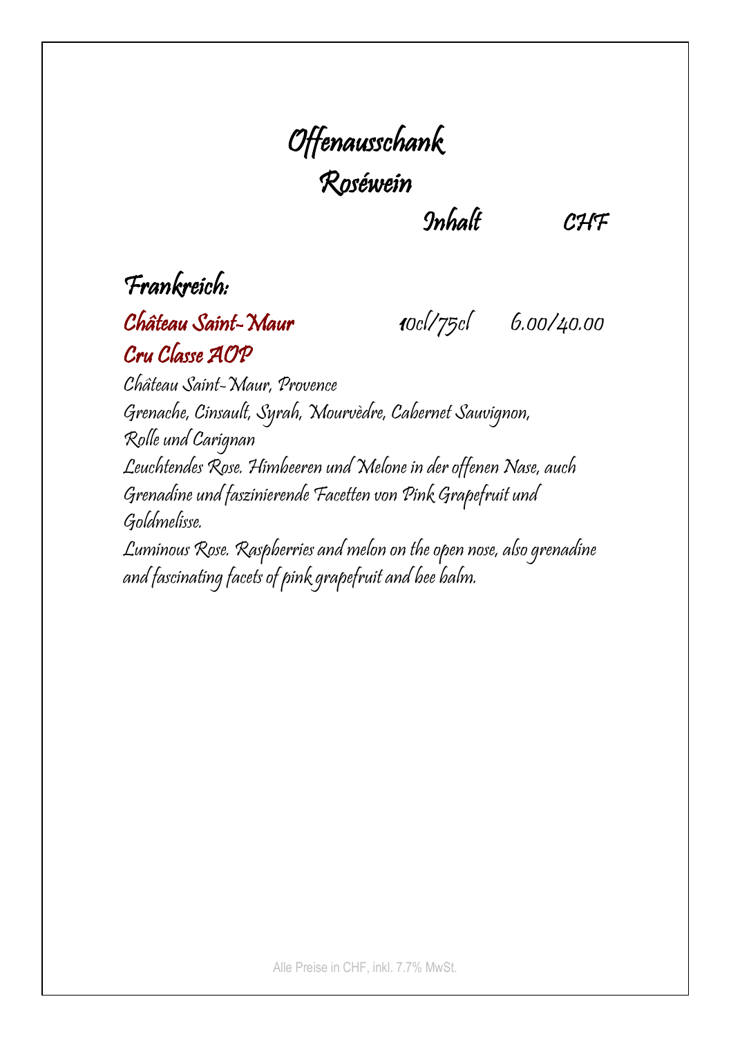# Offenausschank

## Roséwein

| | Inhalt | CHF |
|---|---|---|

### Frankreich:

| | | |
|---|---|---|
| **Château Saint-Maur Cru Classe AOP** | 10cl/75cl | 6.00/40.00 |

Château Saint-Maur, Provence
Grenache, Cinsault, Syrah, Mourvèdre, Cabernet Sauvignon, Rolle und Carignan
Leuchtendes Rose. Himbeeren und Melone in der offenen Nase, auch Grenadine und faszinierende Facetten von Pink Grapefruit und Goldmelisse.
Luminous Rose. Raspberries and melon on the open nose, also grenadine and fascinating facets of pink grapefruit and bee balm.

Alle Preise in CHF, inkl. 7.7% MwSt.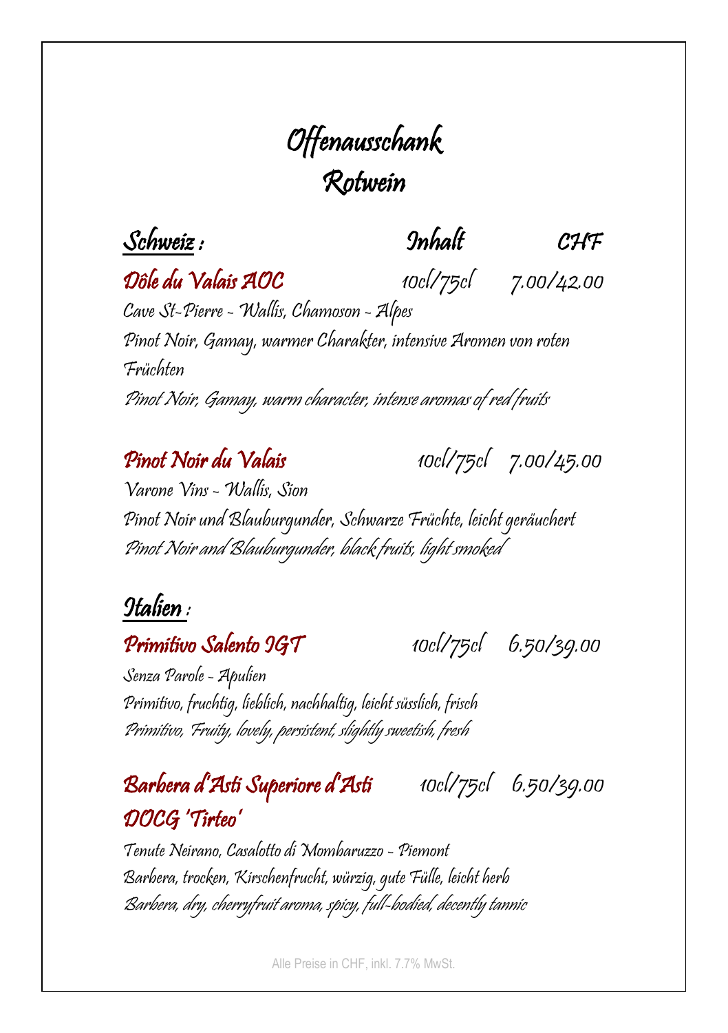# Offenausschank
# Rotwein

## Schweiz :

| | Inhalt | CHF |
|---|---|---|

### Dôle du Valais AOC — 10cl/75cl — 7.00/42.00

Cave St-Pierre - Wallis, Chamoson - Alpes

Pinot Noir, Gamay, warmer Charakter, intensive Aromen von roten Früchten

*Pinot Noir, Gamay, warm character, intense aromas of red fruits*

### Pinot Noir du Valais — 10cl/75cl — 7.00/45.00

Varone Vins - Wallis, Sion

Pinot Noir und Blauburgunder, Schwarze Früchte, leicht geräuchert

*Pinot Noir and Blauburgunder, black fruits, light smoked*

## Italien :

### Primitivo Salento IGT — 10cl/75cl — 6.50/39.00

Senza Parole - Apulien

Primitivo, fruchtig, lieblich, nachhaltig, leicht süsslich, frisch

*Primitivo, Fruity, lovely, persistent, slightly sweetish, fresh*

### Barbera d'Asti Superiore d'Asti DOCG 'Tirteo' — 10cl/75cl — 6.50/39.00

Tenute Neirano, Casalotto di Mombaruzzo - Piemont

Barbera, trocken, Kirschenfrucht, würzig, gute Fülle, leicht herb

*Barbera, dry, cherryfruit aroma, spicy, full-bodied, decently tannic*

Alle Preise in CHF, inkl. 7.7% MwSt.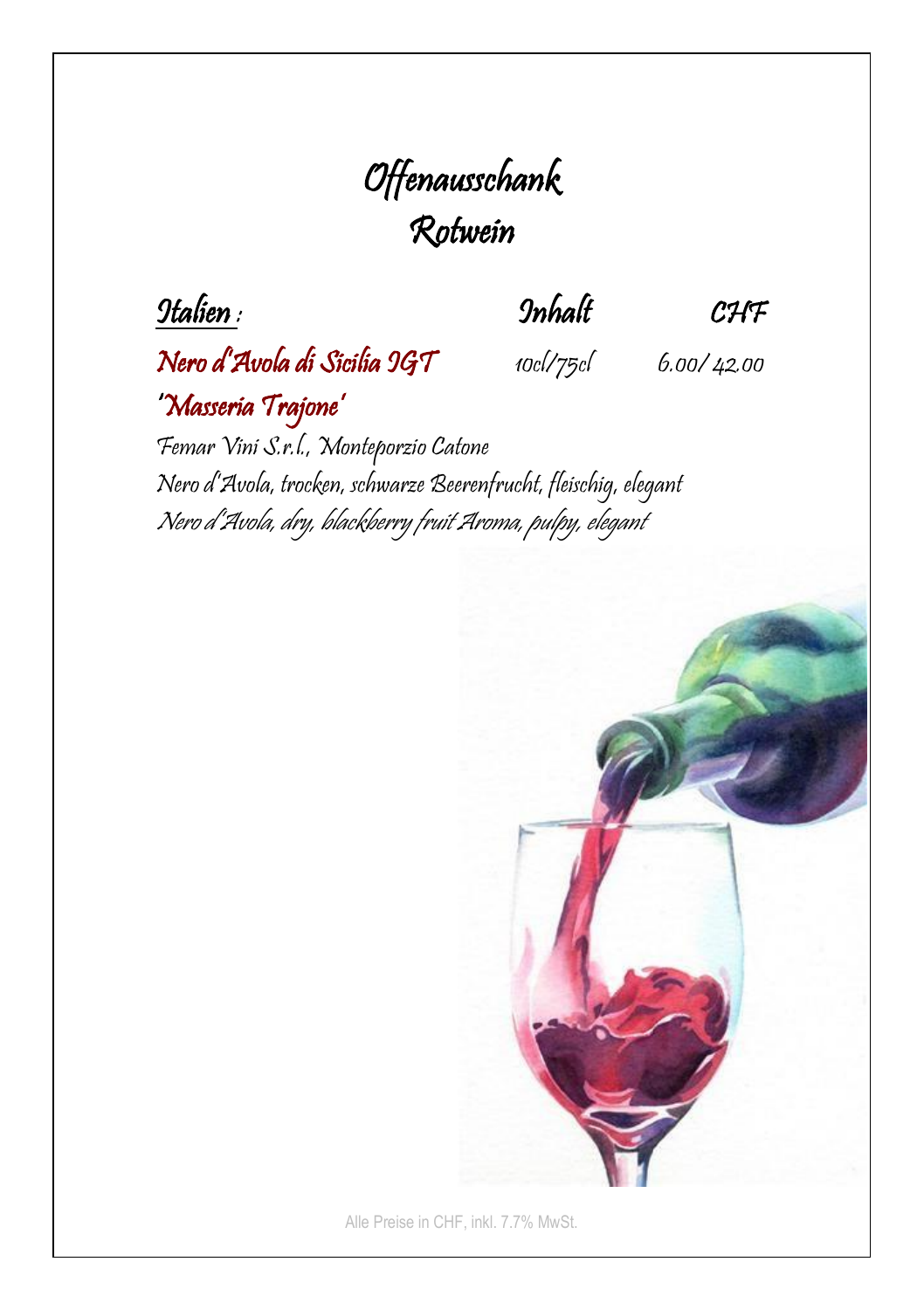# Offenausschank
# Rotwein

| Italien : | Inhalt | CHF |
| --- | --- | --- |
| **Nero d'Avola di Sicilia IGT 'Masseria Trajone'** | 10cl/75cl | 6.00/ 42.00 |

Femar Vini S.r.l., Monteporzio Catone
Nero d'Avola, trocken, schwarze Beerenfrucht, fleischig, elegant
Nero d'Avola, dry, blackberry fruit Aroma, pulpy, elegant

Alle Preise in CHF, inkl. 7.7% MwSt.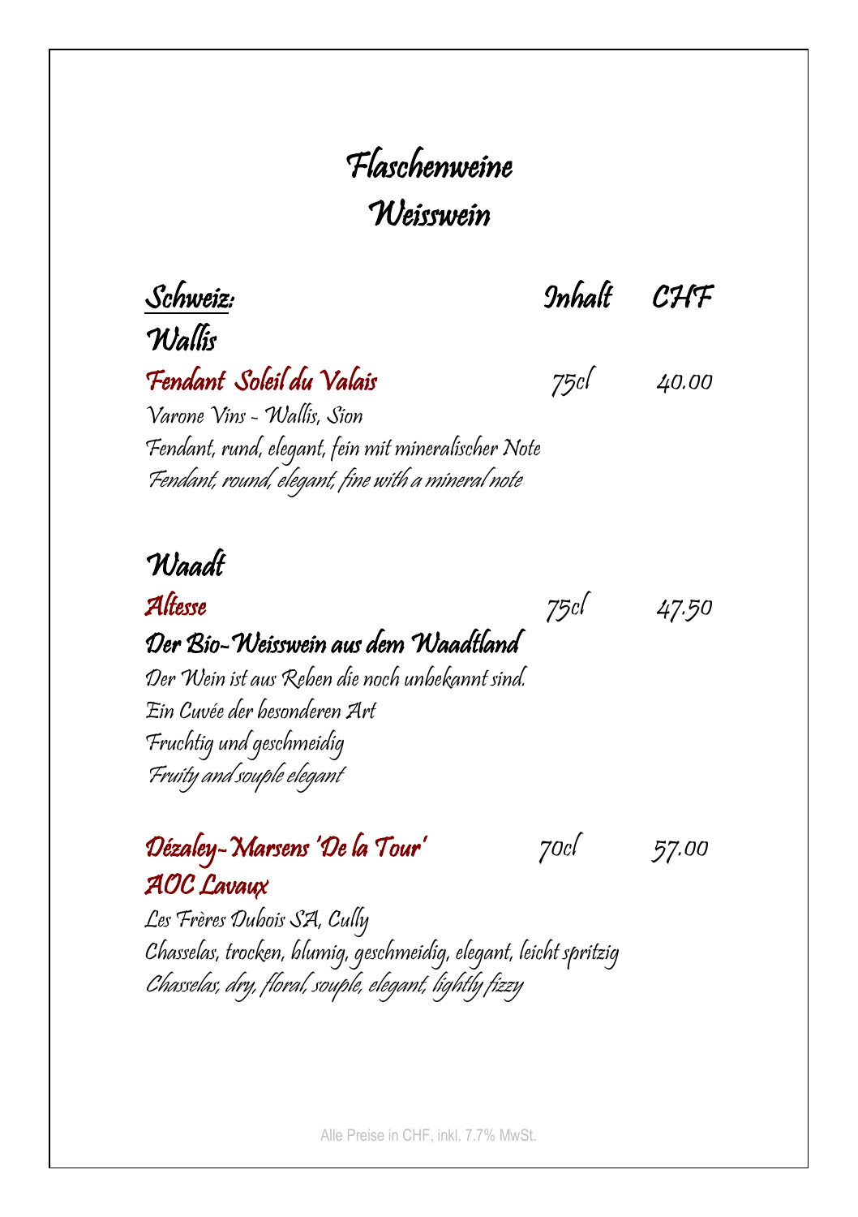# Flaschenweine
# Weisswein

| Schweiz: | Inhalt | CHF |
|---|---|---|

## Wallis

**Fendant Soleil du Valais** 75cl 40.00

Varone Vins - Wallis, Sion

Fendant, rund, elegant, fein mit mineralischer Note

*Fendant, round, elegant, fine with a mineral note*

## Waadt

**Altesse** 75cl 47.50

### Der Bio-Weisswein aus dem Waadtland

Der Wein ist aus Reben die noch unbekannt sind.

Ein Cuvée der besonderen Art

Fruchtig und geschmeidig

*Fruity and souple elegant*

**Dézaley-Marsens 'De la Tour'** 70cl 57.00

**AOC Lavaux**

Les Frères Dubois SA, Cully

Chasselas, trocken, blumig, geschmeidig, elegant, leicht spritzig

*Chasselas, dry, floral, souple, elegant, lightly fizzy*

Alle Preise in CHF, inkl. 7.7% MwSt.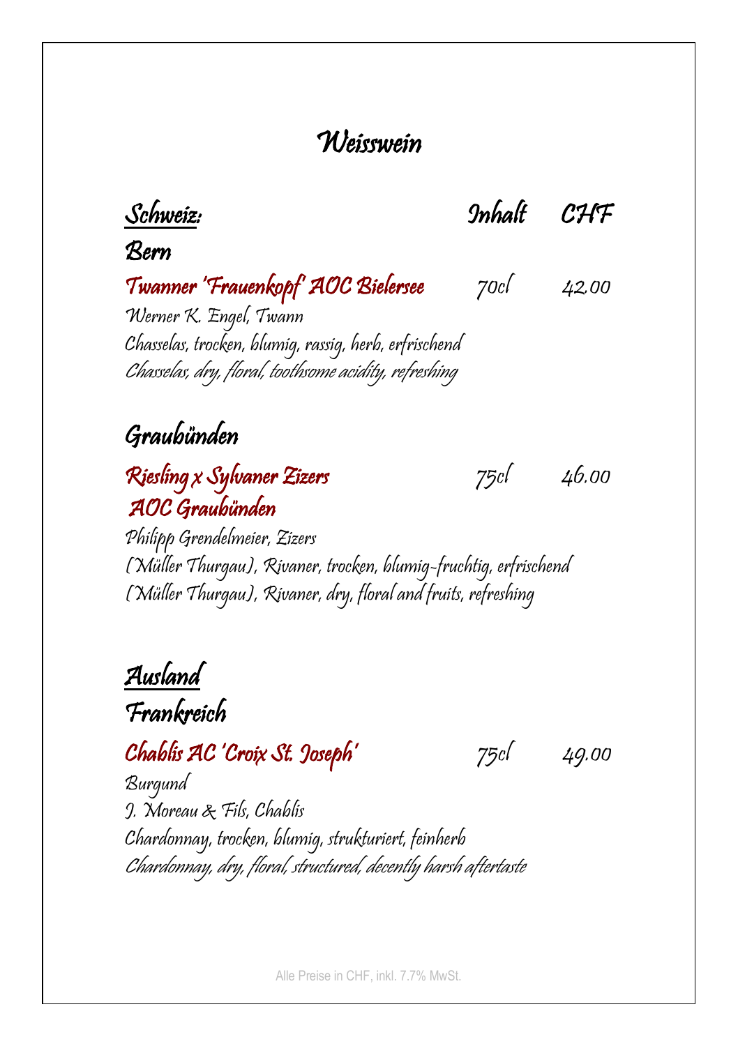# Weisswein

## Schweiz: — Inhalt — CHF

### Bern

**Twanner 'Frauenkopf' AOC Bielersee** — 70cl — 42.00

Werner K. Engel, Twann
Chasselas, trocken, blumig, rassig, herb, erfrischend
*Chasselas, dry, floral, toothsome acidity, refreshing*

### Graubünden

**Riesling x Sylvaner Zizers AOC Graubünden** — 75cl — 46.00

Philipp Grendelmeier, Zizers
(Müller Thurgau), Rivaner, trocken, blumig-fruchtig, erfrischend
(Müller Thurgau), Rivaner, dry, floral and fruits, refreshing

## Ausland

### Frankreich

**Chablis AC 'Croix St. Joseph'** — 75cl — 49.00

Burgund
J. Moreau & Fils, Chablis
Chardonnay, trocken, blumig, strukturiert, feinherb
*Chardonnay, dry, floral, structured, decently harsh aftertaste*

Alle Preise in CHF, inkl. 7.7% MwSt.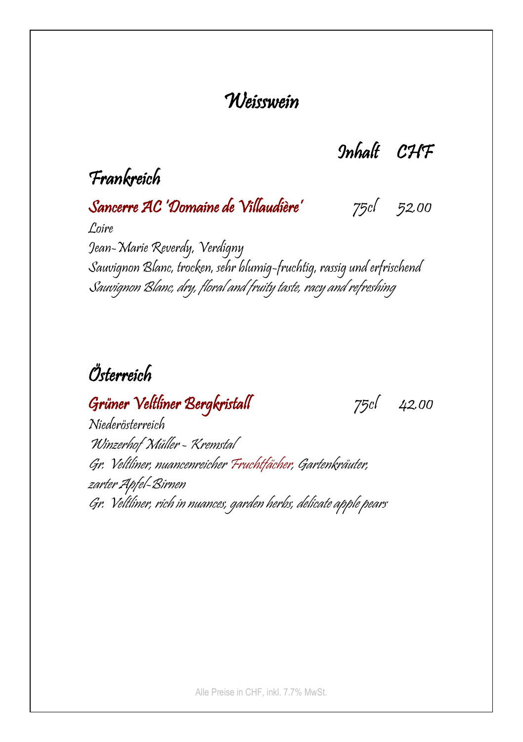# Weisswein

Inhalt CHF

## Frankreich

### Sancerre AC 'Domaine de Villaudière' 75cl 52.00

Loire

Jean-Marie Reverdy, Verdigny

Sauvignon Blanc, trocken, sehr blumig-fruchtig, rassig und erfrischend

Sauvignon Blanc, dry, floral and fruity taste, racy and refreshing

## Österreich

### Grüner Veltliner Bergkristall 75cl 42.00

Niederösterreich

Winzerhof Müller - Kremstal

Gr. Veltliner, nuancenreicher Fruchtfächer, Gartenkräuter, zarter Apfel-Birnen

Gr. Veltliner, rich in nuances, garden herbs, delicate apple pears

Alle Preise in CHF, inkl. 7.7% MwSt.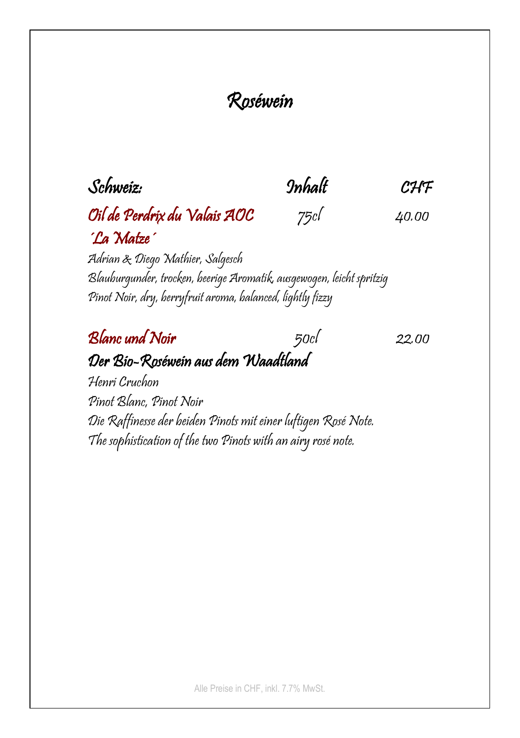# Roséwein

| Schweiz: | Inhalt | CHF |
|---|---|---|
| **Oil de Perdrix du Valais AOC ´La Matze´** | 75cl | 40.00 |

Adrian & Diego Mathier, Salgesch
Blauburgunder, trocken, beerige Aromatik, ausgewogen, leicht spritzig
Pinot Noir, dry, berryfruit aroma, balanced, lightly fizzy

| | | |
|---|---|---|
| **Blanc und Noir** | 50cl | 22.00 |

**Der Bio-Roséwein aus dem Waadtland**

Henri Cruchon
Pinot Blanc, Pinot Noir
Die Raffinesse der beiden Pinots mit einer luftigen Rosé Note.
The sophistication of the two Pinots with an airy rosé note.

Alle Preise in CHF, inkl. 7.7% MwSt.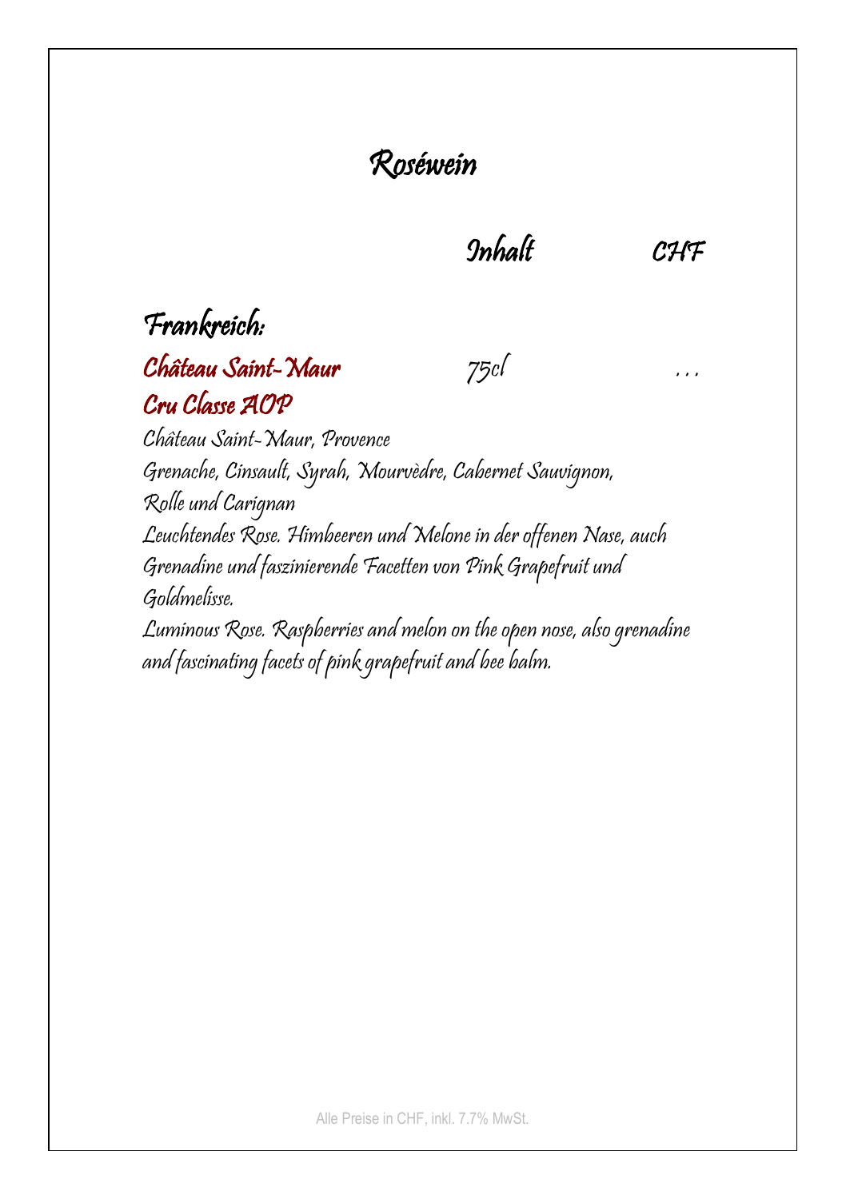# Roséwein

| | Inhalt | CHF |
|---|---|---|

## Frankreich:

| **Château Saint-Maur Cru Classe AOP** | 75cl | … |
|---|---|---|

Château Saint-Maur, Provence

Grenache, Cinsault, Syrah, Mourvèdre, Cabernet Sauvignon, Rolle und Carignan

Leuchtendes Rose. Himbeeren und Melone in der offenen Nase, auch Grenadine und faszinierende Facetten von Pink Grapefruit und Goldmelisse.

Luminous Rose. Raspberries and melon on the open nose, also grenadine and fascinating facets of pink grapefruit and bee balm.

Alle Preise in CHF, inkl. 7.7% MwSt.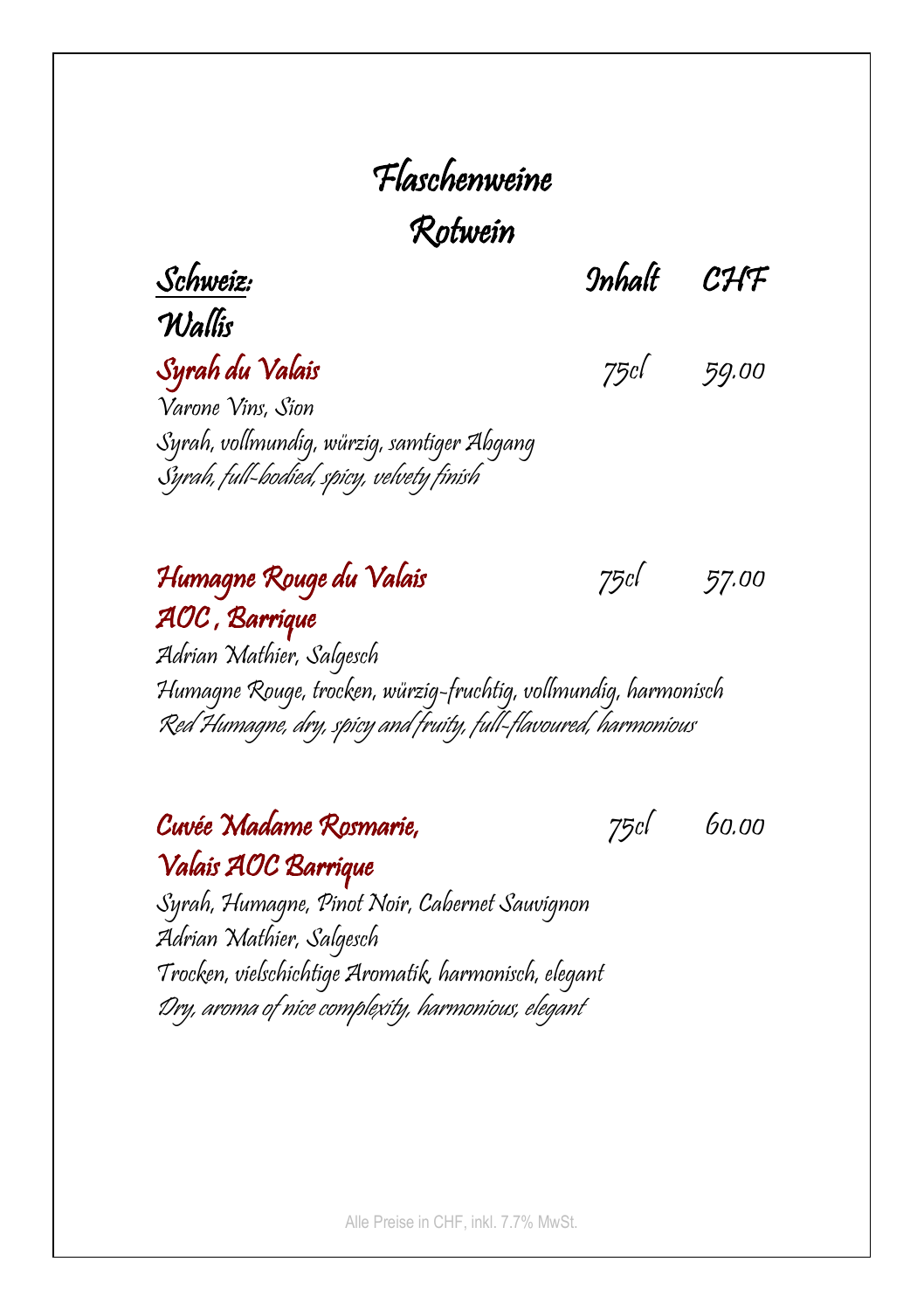# Flaschenweine

## Rotwein

| Schweiz: | Inhalt | CHF |
| --- | --- | --- |

### Wallis

**Syrah du Valais** — 75cl — 59.00

Varone Vins, Sion

Syrah, vollmundig, würzig, samtiger Abgang

Syrah, full-bodied, spicy, velvety finish

**Humagne Rouge du Valais AOC , Barrique** — 75cl — 57.00

Adrian Mathier, Salgesch

Humagne Rouge, trocken, würzig-fruchtig, vollmundig, harmonisch

Red Humagne, dry, spicy and fruity, full-flavoured, harmonious

**Cuvée Madame Rosmarie, Valais AOC Barrique** — 75cl — 60.00

Syrah, Humagne, Pinot Noir, Cabernet Sauvignon

Adrian Mathier, Salgesch

Trocken, vielschichtige Aromatik, harmonisch, elegant

Dry, aroma of nice complexity, harmonious, elegant

Alle Preise in CHF, inkl. 7.7% MwSt.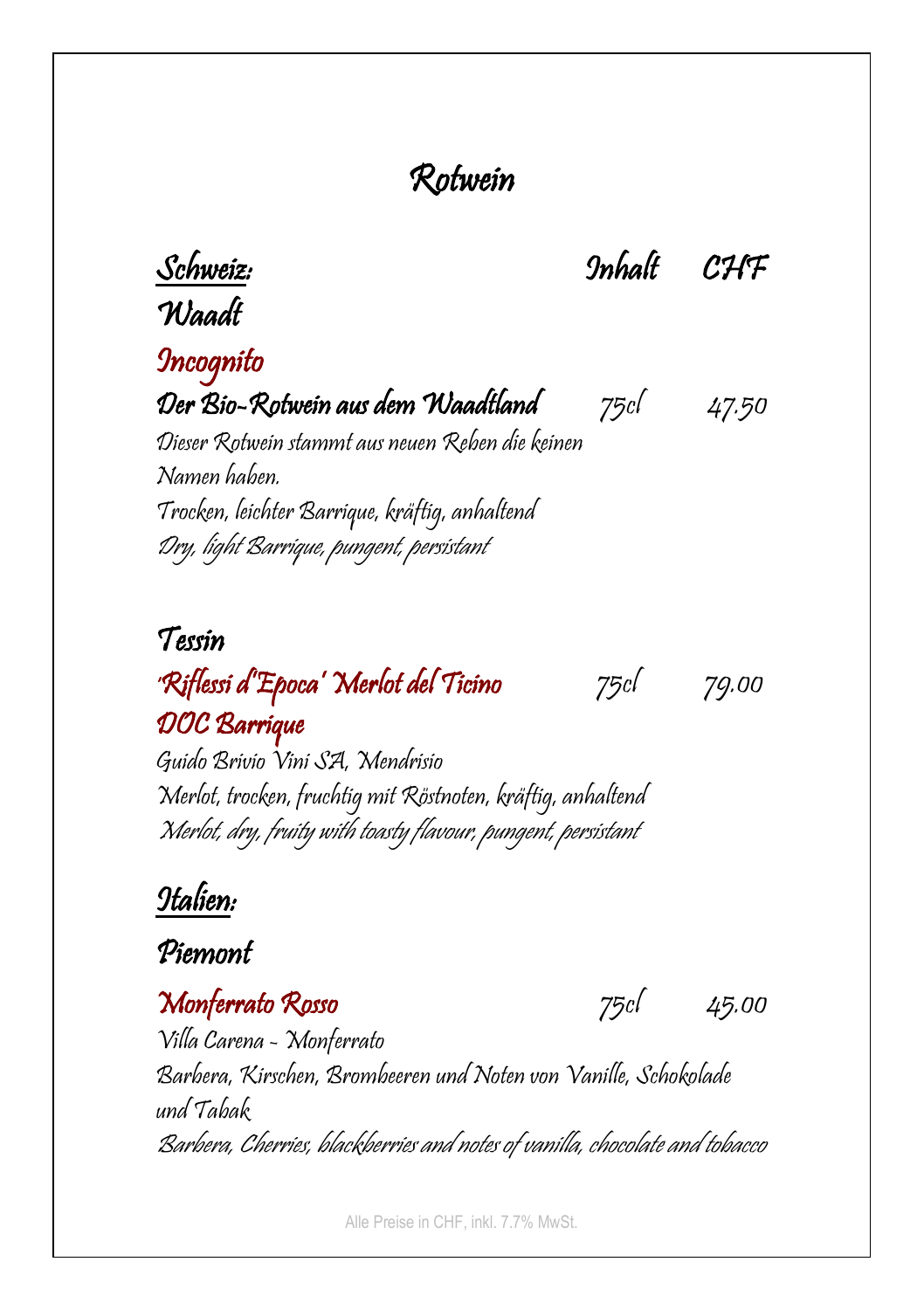# Rotwein

## Schweiz: — Inhalt — CHF

### Waadt

**Incognito**

**Der Bio-Rotwein aus dem Waadtland** — 75cl — 47.50

Dieser Rotwein stammt aus neuen Reben die keinen Namen haben.
Trocken, leichter Barrique, kräftig, anhaltend
Dry, light Barrique, pungent, persistant

### Tessin

**'Riflessi d'Epoca' Merlot del Ticino DOC Barrique** — 75cl — 79.00

Guido Brivio Vini SA, Mendrisio
Merlot, trocken, fruchtig mit Röstnoten, kräftig, anhaltend
Merlot, dry, fruity with toasty flavour, pungent, persistant

## Italien:

### Piemont

**Monferrato Rosso** — 75cl — 45.00

Villa Carena - Monferrato
Barbera, Kirschen, Brombeeren und Noten von Vanille, Schokolade und Tabak
Barbera, Cherries, blackberries and notes of vanilla, chocolate and tobacco

Alle Preise in CHF, inkl. 7.7% MwSt.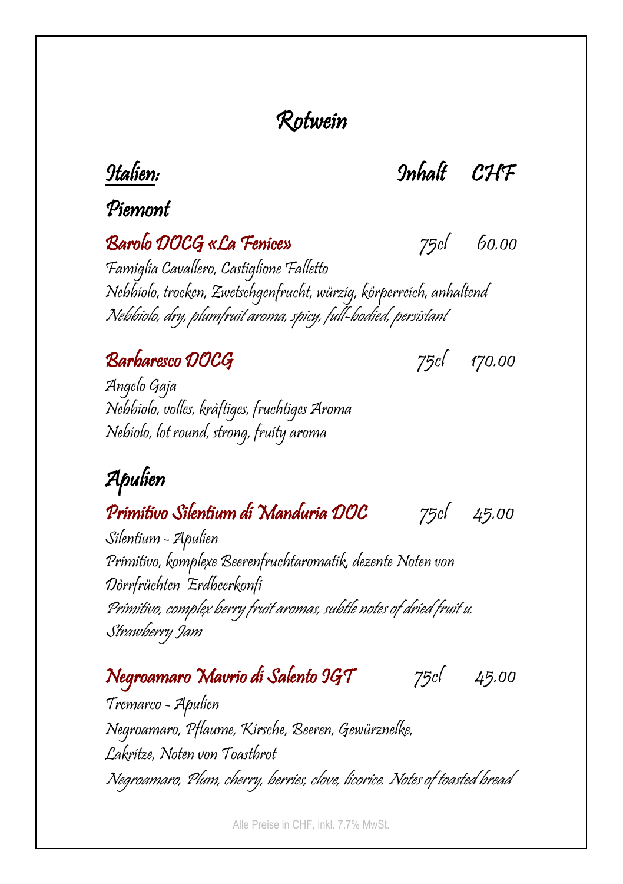# Rotwein

## Italien:

Inhalt CHF

### Piemont

**Barolo DOCG «La Fenice»** 75cl 60.00

Famiglia Cavallero, Castiglione Falletto

Nebbiolo, trocken, Zwetschgenfrucht, würzig, körperreich, anhaltend

*Nebbiolo, dry, plumfruit aroma, spicy, full-bodied, persistant*

**Barbaresco DOCG** 75cl 170.00

Angelo Gaja

Nebbiolo, volles, kräftiges, fruchtiges Aroma

Nebiolo, lot round, strong, fruity aroma

### Apulien

**Primitivo Silentium di Manduria DOC** 75cl 45.00

Silentium - Apulien

Primitivo, komplexe Beerenfruchtaromatik, dezente Noten von Dörrfrüchten Erdbeerkonfi

*Primitivo, complex berry fruit aromas, subtle notes of dried fruit u. Strawberry Jam*

**Negroamaro Mavrio di Salento IGT** 75cl 45.00

Tremarco - Apulien

Negroamaro, Pflaume, Kirsche, Beeren, Gewürznelke, Lakritze, Noten von Toastbrot

*Negroamaro, Plum, cherry, berries, clove, licorice. Notes of toasted bread*

Alle Preise in CHF, inkl. 7.7% MwSt.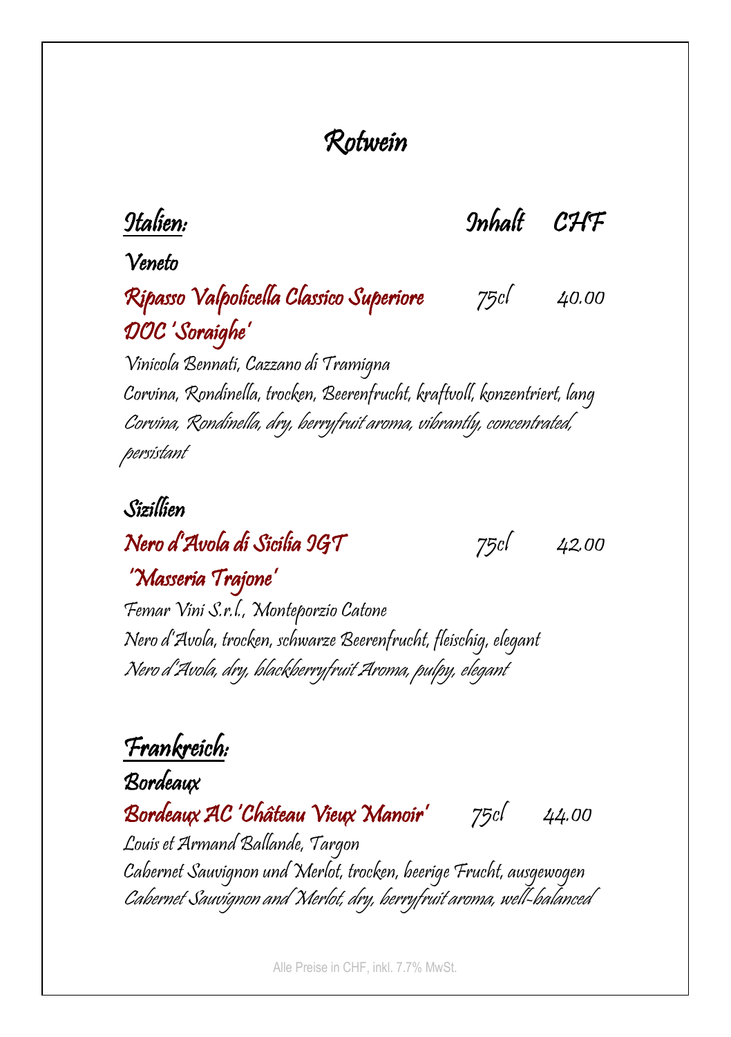# Rotwein

## Italien:

Inhalt | CHF

### Veneto

**Ripasso Valpolicella Classico Superiore DOC 'Soraighe'** — 75cl — 40.00

Vinicola Bennati, Cazzano di Tramigna
Corvina, Rondinella, trocken, Beerenfrucht, kraftvoll, konzentriert, lang
*Corvina, Rondinella, dry, berryfruit aroma, vibrantly, concentrated, persistant*

### Sizillien

**Nero d'Avola di Sicilia IGT 'Masseria Trajone'** — 75cl — 42.00

Femar Vini S.r.l., Monteporzio Catone
Nero d'Avola, trocken, schwarze Beerenfrucht, fleischig, elegant
*Nero d'Avola, dry, blackberryfruit Aroma, pulpy, elegant*

## Frankreich:

### Bordeaux

**Bordeaux AC 'Château Vieux Manoir'** — 75cl — 44.00

Louis et Armand Ballande, Targon
Cabernet Sauvignon und Merlot, trocken, beerige Frucht, ausgewogen
*Cabernet Sauvignon and Merlot, dry, berryfruit aroma, well-balanced*

Alle Preise in CHF, inkl. 7.7% MwSt.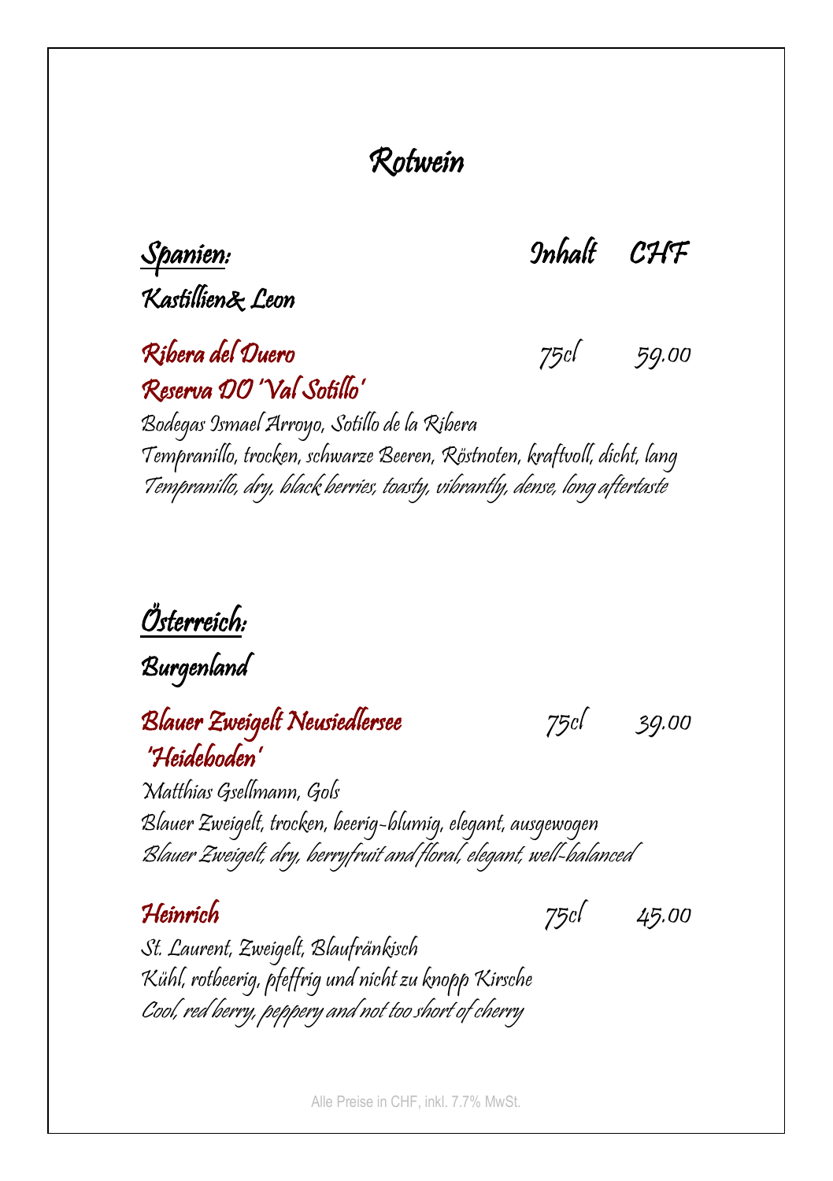# Rotwein

## Spanien:

Inhalt CHF

### Kastillien& Leon

**Ribera del Duero**
**Reserva DO 'Val Sotillo'** 75cl 59.00

Bodegas Ismael Arroyo, Sotillo de la Ribera
Tempranillo, trocken, schwarze Beeren, Röstnoten, kraftvoll, dicht, lang
*Tempranillo, dry, black berries, toasty, vibrantly, dense, long aftertaste*

## Österreich:

### Burgenland

**Blauer Zweigelt Neusiedlersee**
**'Heideboden'** 75cl 39.00

Matthias Gsellmann, Gols
Blauer Zweigelt, trocken, beerig-blumig, elegant, ausgewogen
*Blauer Zweigelt, dry, berryfruit and floral, elegant, well-balanced*

**Heinrich** 75cl 45.00

St. Laurent, Zweigelt, Blaufränkisch
Kühl, rotbeerig, pfeffrig und nicht zu knopp Kirsche
*Cool, red berry, peppery and not too short of cherry*

Alle Preise in CHF, inkl. 7.7% MwSt.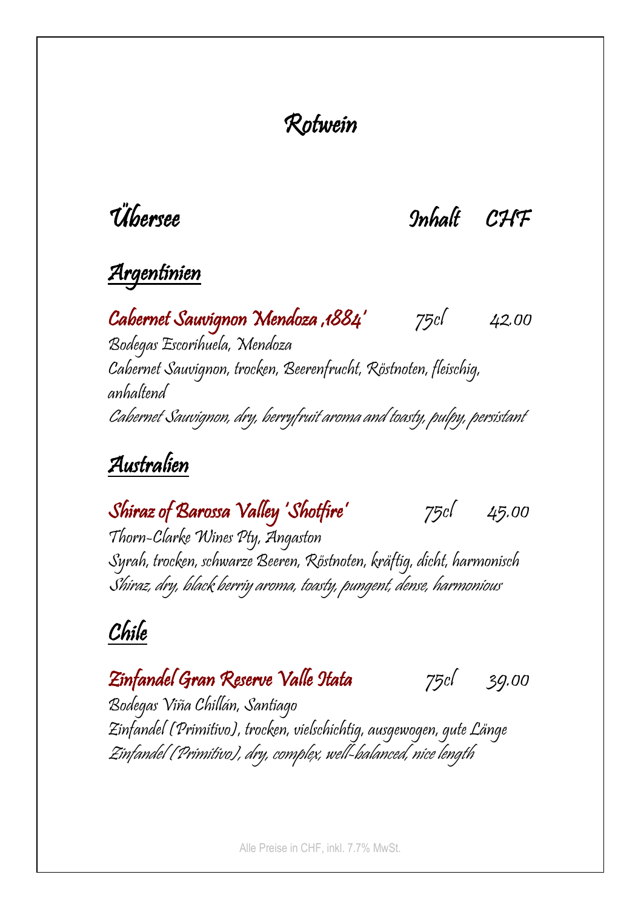# Rotwein

## Übersee — Inhalt — CHF

### Argentinien

**Cabernet Sauvignon Mendoza ‚1884'** — 75cl — 42.00

Bodegas Escorihuela, Mendoza
Cabernet Sauvignon, trocken, Beerenfrucht, Röstnoten, fleischig, anhaltend
Cabernet Sauvignon, dry, berryfruit aroma and toasty, pulpy, persistant

### Australien

**Shiraz of Barossa Valley 'Shotfire'** — 75cl — 45.00

Thorn-Clarke Wines Pty, Angaston
Syrah, trocken, schwarze Beeren, Röstnoten, kräftig, dicht, harmonisch
Shiraz, dry, black berriy aroma, toasty, pungent, dense, harmonious

### Chile

**Zinfandel Gran Reserve Valle Itata** — 75cl — 39.00

Bodegas Viña Chillán, Santiago
Zinfandel (Primitivo), trocken, vielschichtig, ausgewogen, gute Länge
Zinfandel (Primitivo), dry, complex, well-balanced, nice length

Alle Preise in CHF, inkl. 7.7% MwSt.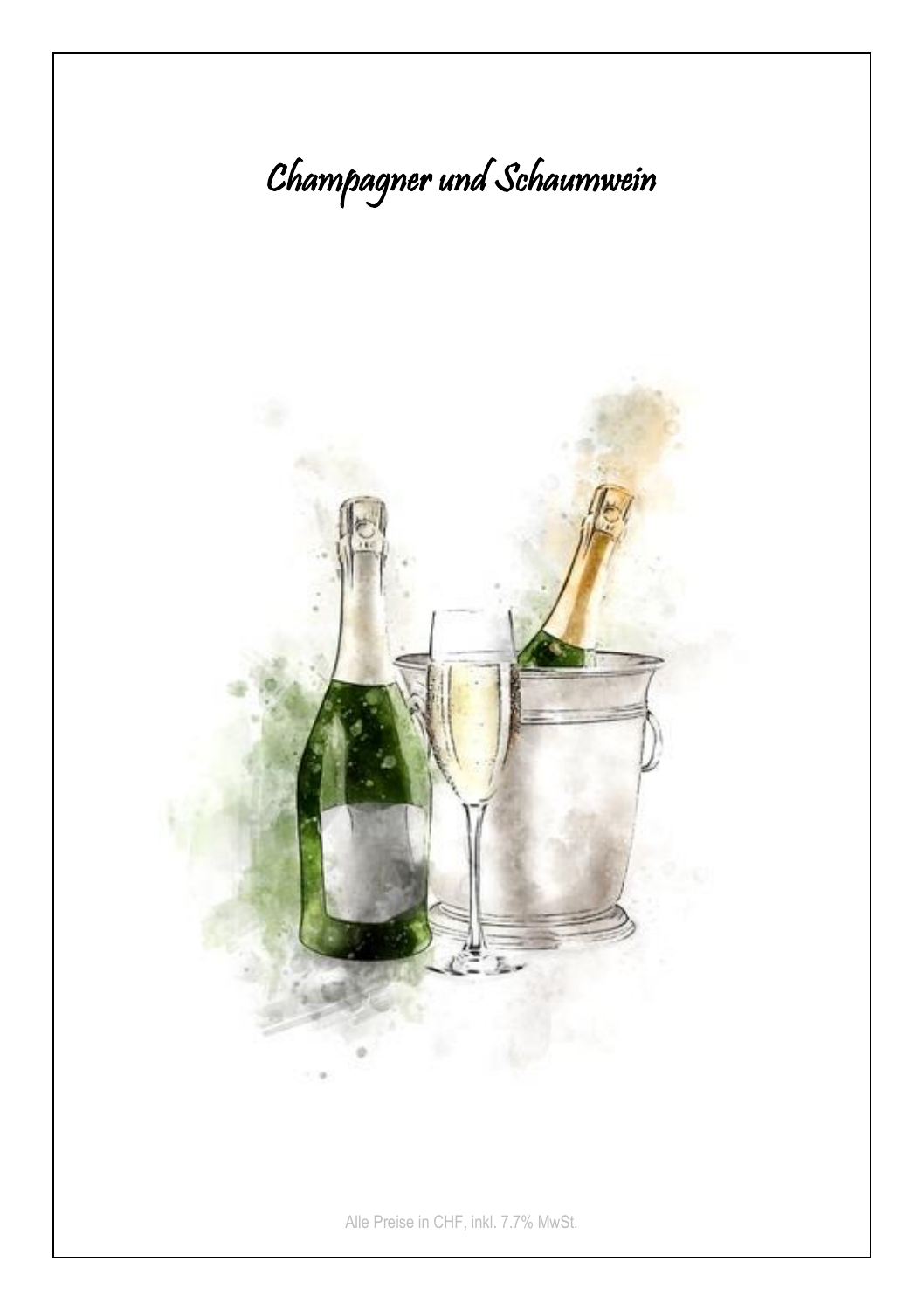# Champagner und Schaumwein

Alle Preise in CHF, inkl. 7.7% MwSt.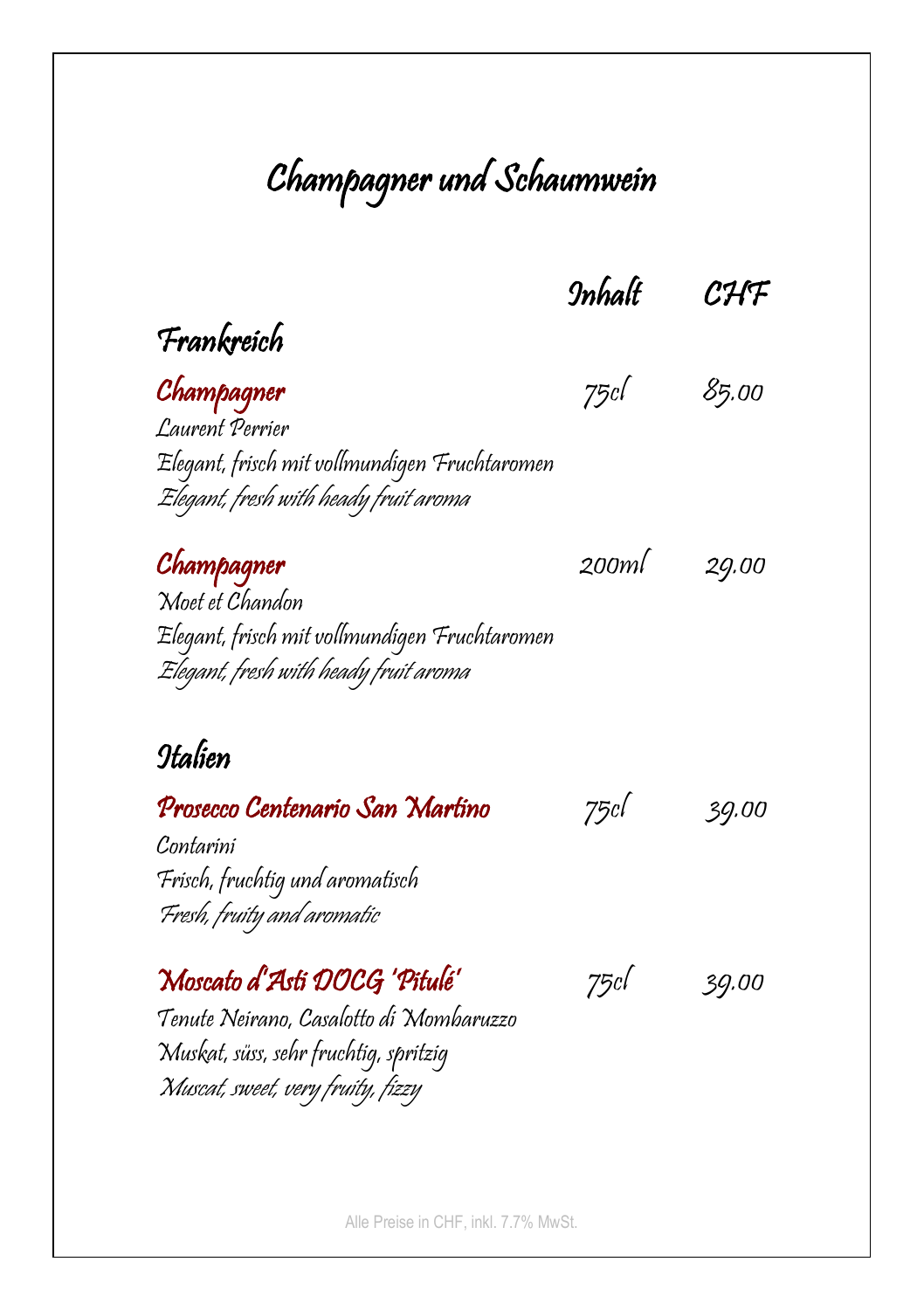# Champagner und Schaumwein

| | Inhalt | CHF |
|---|---|---|

## Frankreich

| | Inhalt | CHF |
|---|---|---|
| **Champagner**<br>Laurent Perrier<br>Elegant, frisch mit vollmundigen Fruchtaromen<br>Elegant, fresh with heady fruit aroma | 75cl | 85.00 |
| **Champagner**<br>Moet et Chandon<br>Elegant, frisch mit vollmundigen Fruchtaromen<br>Elegant, fresh with heady fruit aroma | 200ml | 29.00 |

## Italien

| | Inhalt | CHF |
|---|---|---|
| **Prosecco Centenario San Martino**<br>Contarini<br>Frisch, fruchtig und aromatisch<br>Fresh, fruity and aromatic | 75cl | 39.00 |
| **Moscato d'Asti DOCG 'Pitulé'**<br>Tenute Neirano, Casalotto di Mombaruzzo<br>Muskat, süss, sehr fruchtig, spritzig<br>Muscat, sweet, very fruity, fizzy | 75cl | 39.00 |

Alle Preise in CHF, inkl. 7.7% MwSt.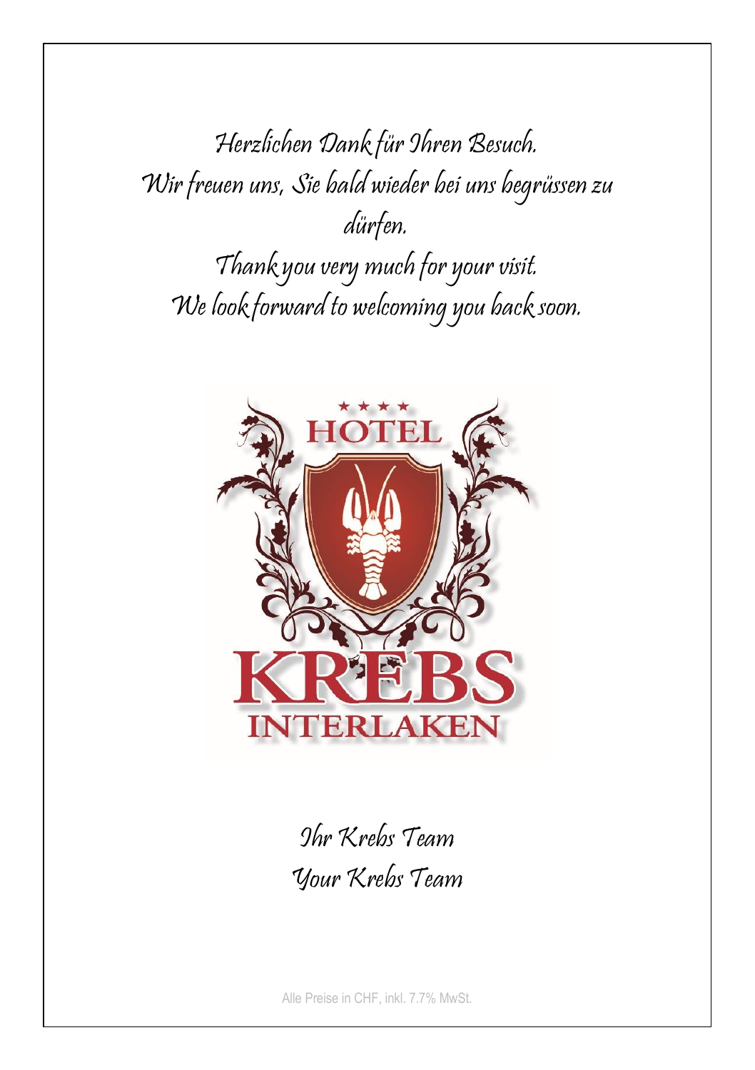*Herzlichen Dank für Ihren Besuch.*
*Wir freuen uns, Sie bald wieder bei uns begrüssen zu dürfen.*
*Thank you very much for your visit.*
*We look forward to welcoming you back soon.*

★★★★
HOTEL
KREBS
INTERLAKEN

*Ihr Krebs Team*
*Your Krebs Team*

Alle Preise in CHF, inkl. 7.7% MwSt.